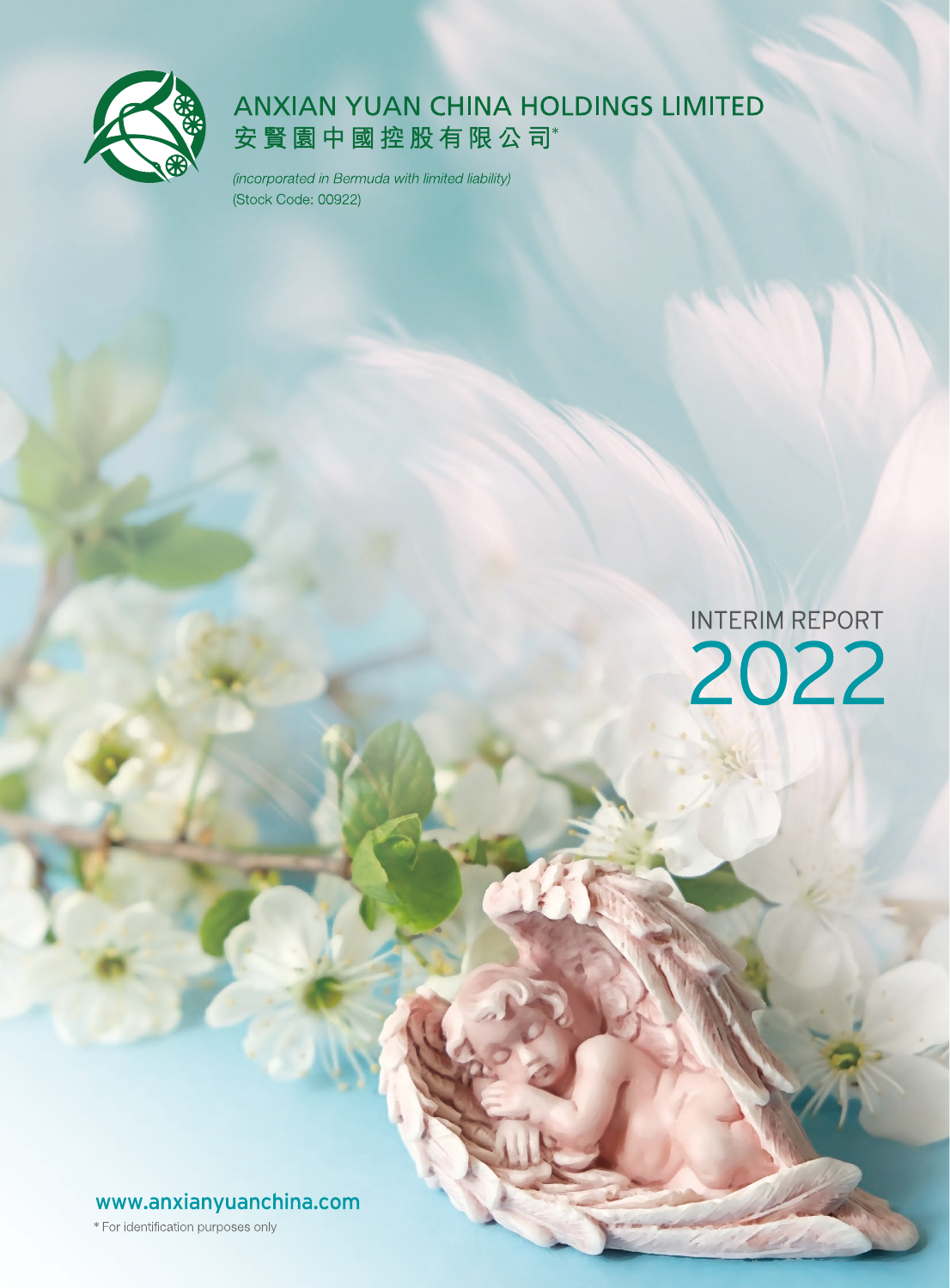# ANXIAN YUAN CHINA HOLDINGS LIMITED
# 安賢園中國控股有限公司*

*(incorporated in Bermuda with limited liability)*
(Stock Code: 00922)

## INTERIM REPORT 2022

www.anxianyuanchina.com

* For identification purposes only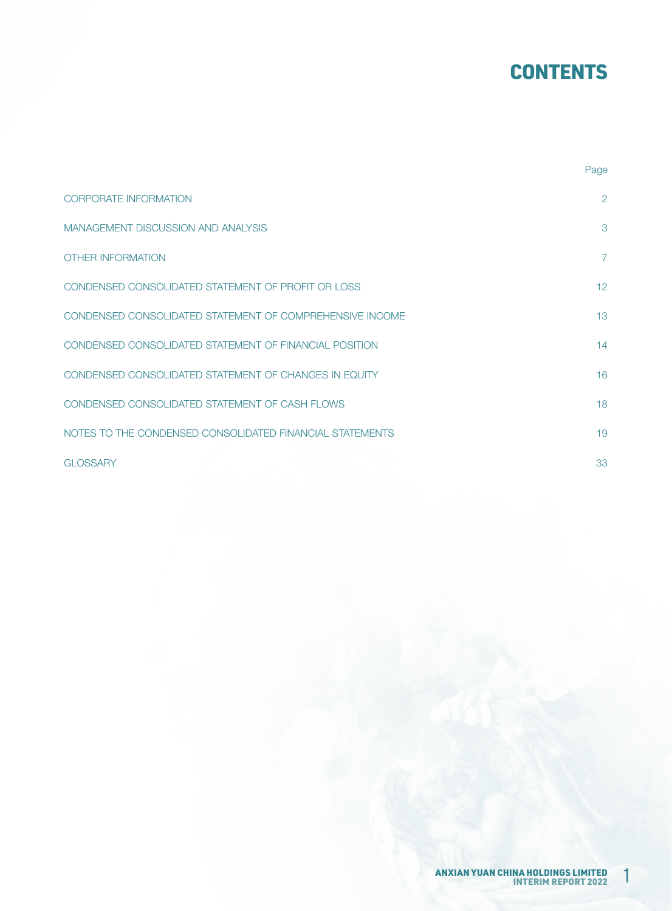# CONTENTS

| | Page |
|---|---|
| CORPORATE INFORMATION | 2 |
| MANAGEMENT DISCUSSION AND ANALYSIS | 3 |
| OTHER INFORMATION | 7 |
| CONDENSED CONSOLIDATED STATEMENT OF PROFIT OR LOSS | 12 |
| CONDENSED CONSOLIDATED STATEMENT OF COMPREHENSIVE INCOME | 13 |
| CONDENSED CONSOLIDATED STATEMENT OF FINANCIAL POSITION | 14 |
| CONDENSED CONSOLIDATED STATEMENT OF CHANGES IN EQUITY | 16 |
| CONDENSED CONSOLIDATED STATEMENT OF CASH FLOWS | 18 |
| NOTES TO THE CONDENSED CONSOLIDATED FINANCIAL STATEMENTS | 19 |
| GLOSSARY | 33 |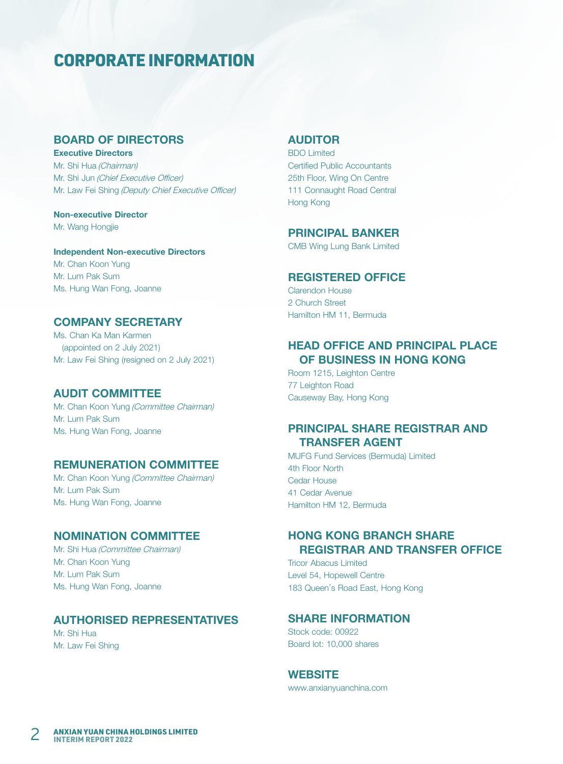# CORPORATE INFORMATION

## BOARD OF DIRECTORS

**Executive Directors**

Mr. Shi Hua *(Chairman)*
Mr. Shi Jun *(Chief Executive Officer)*
Mr. Law Fei Shing *(Deputy Chief Executive Officer)*

**Non-executive Director**

Mr. Wang Hongjie

**Independent Non-executive Directors**

Mr. Chan Koon Yung
Mr. Lum Pak Sum
Ms. Hung Wan Fong, Joanne

## COMPANY SECRETARY

Ms. Chan Ka Man Karmen
(appointed on 2 July 2021)
Mr. Law Fei Shing (resigned on 2 July 2021)

## AUDIT COMMITTEE

Mr. Chan Koon Yung *(Committee Chairman)*
Mr. Lum Pak Sum
Ms. Hung Wan Fong, Joanne

## REMUNERATION COMMITTEE

Mr. Chan Koon Yung *(Committee Chairman)*
Mr. Lum Pak Sum
Ms. Hung Wan Fong, Joanne

## NOMINATION COMMITTEE

Mr. Shi Hua *(Committee Chairman)*
Mr. Chan Koon Yung
Mr. Lum Pak Sum
Ms. Hung Wan Fong, Joanne

## AUTHORISED REPRESENTATIVES

Mr. Shi Hua
Mr. Law Fei Shing

## AUDITOR

BDO Limited
Certified Public Accountants
25th Floor, Wing On Centre
111 Connaught Road Central
Hong Kong

## PRINCIPAL BANKER

CMB Wing Lung Bank Limited

## REGISTERED OFFICE

Clarendon House
2 Church Street
Hamilton HM 11, Bermuda

## HEAD OFFICE AND PRINCIPAL PLACE OF BUSINESS IN HONG KONG

Room 1215, Leighton Centre
77 Leighton Road
Causeway Bay, Hong Kong

## PRINCIPAL SHARE REGISTRAR AND TRANSFER AGENT

MUFG Fund Services (Bermuda) Limited
4th Floor North
Cedar House
41 Cedar Avenue
Hamilton HM 12, Bermuda

## HONG KONG BRANCH SHARE REGISTRAR AND TRANSFER OFFICE

Tricor Abacus Limited
Level 54, Hopewell Centre
183 Queen's Road East, Hong Kong

## SHARE INFORMATION

Stock code: 00922
Board lot: 10,000 shares

## WEBSITE

www.anxianyuanchina.com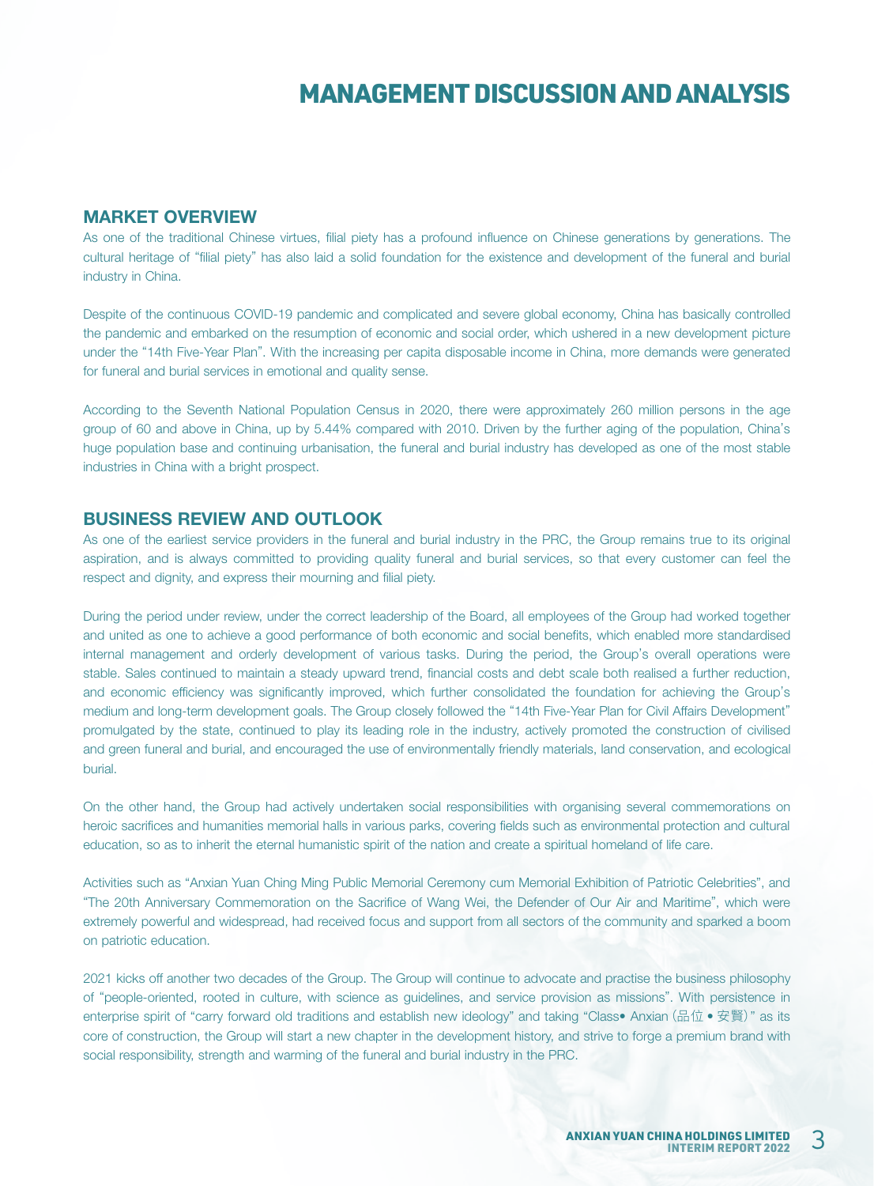# MANAGEMENT DISCUSSION AND ANALYSIS

## MARKET OVERVIEW

As one of the traditional Chinese virtues, filial piety has a profound influence on Chinese generations by generations. The cultural heritage of "filial piety" has also laid a solid foundation for the existence and development of the funeral and burial industry in China.

Despite of the continuous COVID-19 pandemic and complicated and severe global economy, China has basically controlled the pandemic and embarked on the resumption of economic and social order, which ushered in a new development picture under the "14th Five-Year Plan". With the increasing per capita disposable income in China, more demands were generated for funeral and burial services in emotional and quality sense.

According to the Seventh National Population Census in 2020, there were approximately 260 million persons in the age group of 60 and above in China, up by 5.44% compared with 2010. Driven by the further aging of the population, China's huge population base and continuing urbanisation, the funeral and burial industry has developed as one of the most stable industries in China with a bright prospect.

## BUSINESS REVIEW AND OUTLOOK

As one of the earliest service providers in the funeral and burial industry in the PRC, the Group remains true to its original aspiration, and is always committed to providing quality funeral and burial services, so that every customer can feel the respect and dignity, and express their mourning and filial piety.

During the period under review, under the correct leadership of the Board, all employees of the Group had worked together and united as one to achieve a good performance of both economic and social benefits, which enabled more standardised internal management and orderly development of various tasks. During the period, the Group's overall operations were stable. Sales continued to maintain a steady upward trend, financial costs and debt scale both realised a further reduction, and economic efficiency was significantly improved, which further consolidated the foundation for achieving the Group's medium and long-term development goals. The Group closely followed the "14th Five-Year Plan for Civil Affairs Development" promulgated by the state, continued to play its leading role in the industry, actively promoted the construction of civilised and green funeral and burial, and encouraged the use of environmentally friendly materials, land conservation, and ecological burial.

On the other hand, the Group had actively undertaken social responsibilities with organising several commemorations on heroic sacrifices and humanities memorial halls in various parks, covering fields such as environmental protection and cultural education, so as to inherit the eternal humanistic spirit of the nation and create a spiritual homeland of life care.

Activities such as "Anxian Yuan Ching Ming Public Memorial Ceremony cum Memorial Exhibition of Patriotic Celebrities", and "The 20th Anniversary Commemoration on the Sacrifice of Wang Wei, the Defender of Our Air and Maritime", which were extremely powerful and widespread, had received focus and support from all sectors of the community and sparked a boom on patriotic education.

2021 kicks off another two decades of the Group. The Group will continue to advocate and practise the business philosophy of "people-oriented, rooted in culture, with science as guidelines, and service provision as missions". With persistence in enterprise spirit of "carry forward old traditions and establish new ideology" and taking "Class• Anxian (品位 • 安賢)" as its core of construction, the Group will start a new chapter in the development history, and strive to forge a premium brand with social responsibility, strength and warming of the funeral and burial industry in the PRC.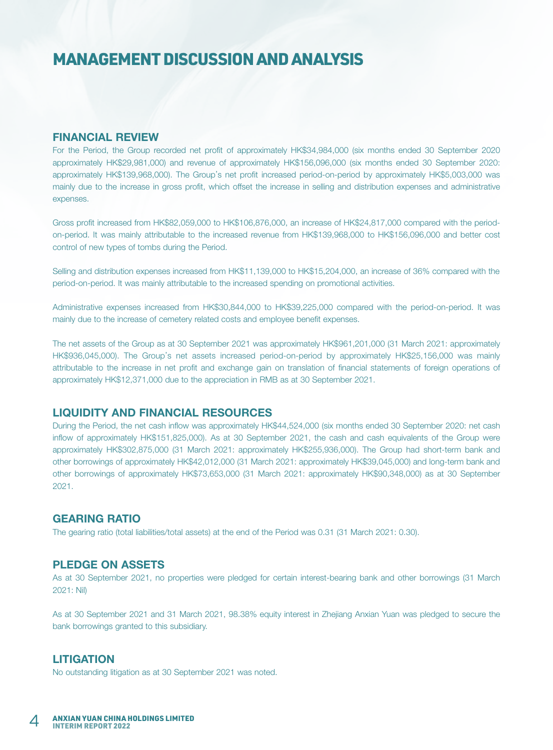# MANAGEMENT DISCUSSION AND ANALYSIS

## FINANCIAL REVIEW

For the Period, the Group recorded net profit of approximately HK$34,984,000 (six months ended 30 September 2020 approximately HK$29,981,000) and revenue of approximately HK$156,096,000 (six months ended 30 September 2020: approximately HK$139,968,000). The Group's net profit increased period-on-period by approximately HK$5,003,000 was mainly due to the increase in gross profit, which offset the increase in selling and distribution expenses and administrative expenses.

Gross profit increased from HK$82,059,000 to HK$106,876,000, an increase of HK$24,817,000 compared with the period-on-period. It was mainly attributable to the increased revenue from HK$139,968,000 to HK$156,096,000 and better cost control of new types of tombs during the Period.

Selling and distribution expenses increased from HK$11,139,000 to HK$15,204,000, an increase of 36% compared with the period-on-period. It was mainly attributable to the increased spending on promotional activities.

Administrative expenses increased from HK$30,844,000 to HK$39,225,000 compared with the period-on-period. It was mainly due to the increase of cemetery related costs and employee benefit expenses.

The net assets of the Group as at 30 September 2021 was approximately HK$961,201,000 (31 March 2021: approximately HK$936,045,000). The Group's net assets increased period-on-period by approximately HK$25,156,000 was mainly attributable to the increase in net profit and exchange gain on translation of financial statements of foreign operations of approximately HK$12,371,000 due to the appreciation in RMB as at 30 September 2021.

## LIQUIDITY AND FINANCIAL RESOURCES

During the Period, the net cash inflow was approximately HK$44,524,000 (six months ended 30 September 2020: net cash inflow of approximately HK$151,825,000). As at 30 September 2021, the cash and cash equivalents of the Group were approximately HK$302,875,000 (31 March 2021: approximately HK$255,936,000). The Group had short-term bank and other borrowings of approximately HK$42,012,000 (31 March 2021: approximately HK$39,045,000) and long-term bank and other borrowings of approximately HK$73,653,000 (31 March 2021: approximately HK$90,348,000) as at 30 September 2021.

## GEARING RATIO

The gearing ratio (total liabilities/total assets) at the end of the Period was 0.31 (31 March 2021: 0.30).

## PLEDGE ON ASSETS

As at 30 September 2021, no properties were pledged for certain interest-bearing bank and other borrowings (31 March 2021: Nil)

As at 30 September 2021 and 31 March 2021, 98.38% equity interest in Zhejiang Anxian Yuan was pledged to secure the bank borrowings granted to this subsidiary.

## LITIGATION

No outstanding litigation as at 30 September 2021 was noted.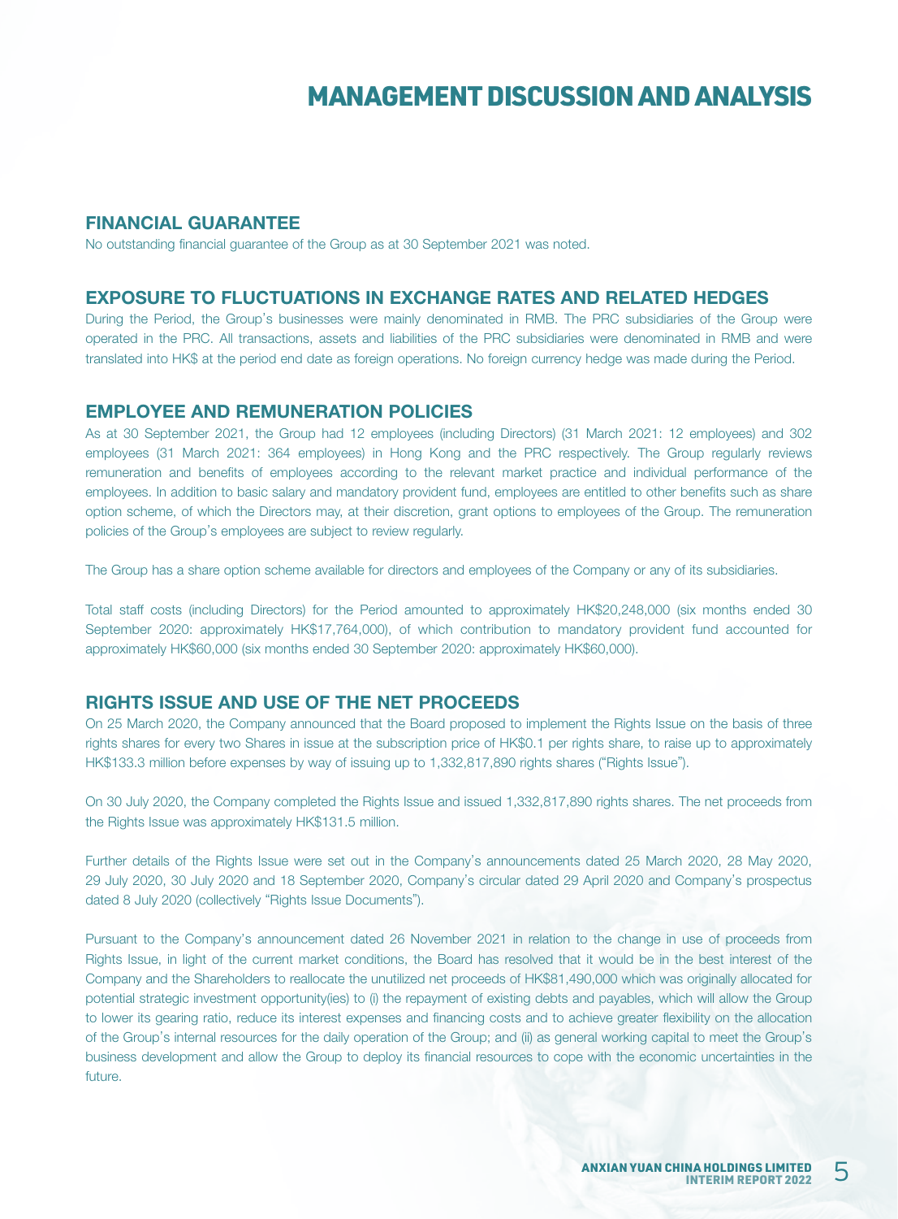# MANAGEMENT DISCUSSION AND ANALYSIS

## FINANCIAL GUARANTEE

No outstanding financial guarantee of the Group as at 30 September 2021 was noted.

## EXPOSURE TO FLUCTUATIONS IN EXCHANGE RATES AND RELATED HEDGES

During the Period, the Group's businesses were mainly denominated in RMB. The PRC subsidiaries of the Group were operated in the PRC. All transactions, assets and liabilities of the PRC subsidiaries were denominated in RMB and were translated into HK$ at the period end date as foreign operations. No foreign currency hedge was made during the Period.

## EMPLOYEE AND REMUNERATION POLICIES

As at 30 September 2021, the Group had 12 employees (including Directors) (31 March 2021: 12 employees) and 302 employees (31 March 2021: 364 employees) in Hong Kong and the PRC respectively. The Group regularly reviews remuneration and benefits of employees according to the relevant market practice and individual performance of the employees. In addition to basic salary and mandatory provident fund, employees are entitled to other benefits such as share option scheme, of which the Directors may, at their discretion, grant options to employees of the Group. The remuneration policies of the Group's employees are subject to review regularly.

The Group has a share option scheme available for directors and employees of the Company or any of its subsidiaries.

Total staff costs (including Directors) for the Period amounted to approximately HK$20,248,000 (six months ended 30 September 2020: approximately HK$17,764,000), of which contribution to mandatory provident fund accounted for approximately HK$60,000 (six months ended 30 September 2020: approximately HK$60,000).

## RIGHTS ISSUE AND USE OF THE NET PROCEEDS

On 25 March 2020, the Company announced that the Board proposed to implement the Rights Issue on the basis of three rights shares for every two Shares in issue at the subscription price of HK$0.1 per rights share, to raise up to approximately HK$133.3 million before expenses by way of issuing up to 1,332,817,890 rights shares ("Rights Issue").

On 30 July 2020, the Company completed the Rights Issue and issued 1,332,817,890 rights shares. The net proceeds from the Rights Issue was approximately HK$131.5 million.

Further details of the Rights Issue were set out in the Company's announcements dated 25 March 2020, 28 May 2020, 29 July 2020, 30 July 2020 and 18 September 2020, Company's circular dated 29 April 2020 and Company's prospectus dated 8 July 2020 (collectively "Rights Issue Documents").

Pursuant to the Company's announcement dated 26 November 2021 in relation to the change in use of proceeds from Rights Issue, in light of the current market conditions, the Board has resolved that it would be in the best interest of the Company and the Shareholders to reallocate the unutilized net proceeds of HK$81,490,000 which was originally allocated for potential strategic investment opportunity(ies) to (i) the repayment of existing debts and payables, which will allow the Group to lower its gearing ratio, reduce its interest expenses and financing costs and to achieve greater flexibility on the allocation of the Group's internal resources for the daily operation of the Group; and (ii) as general working capital to meet the Group's business development and allow the Group to deploy its financial resources to cope with the economic uncertainties in the future.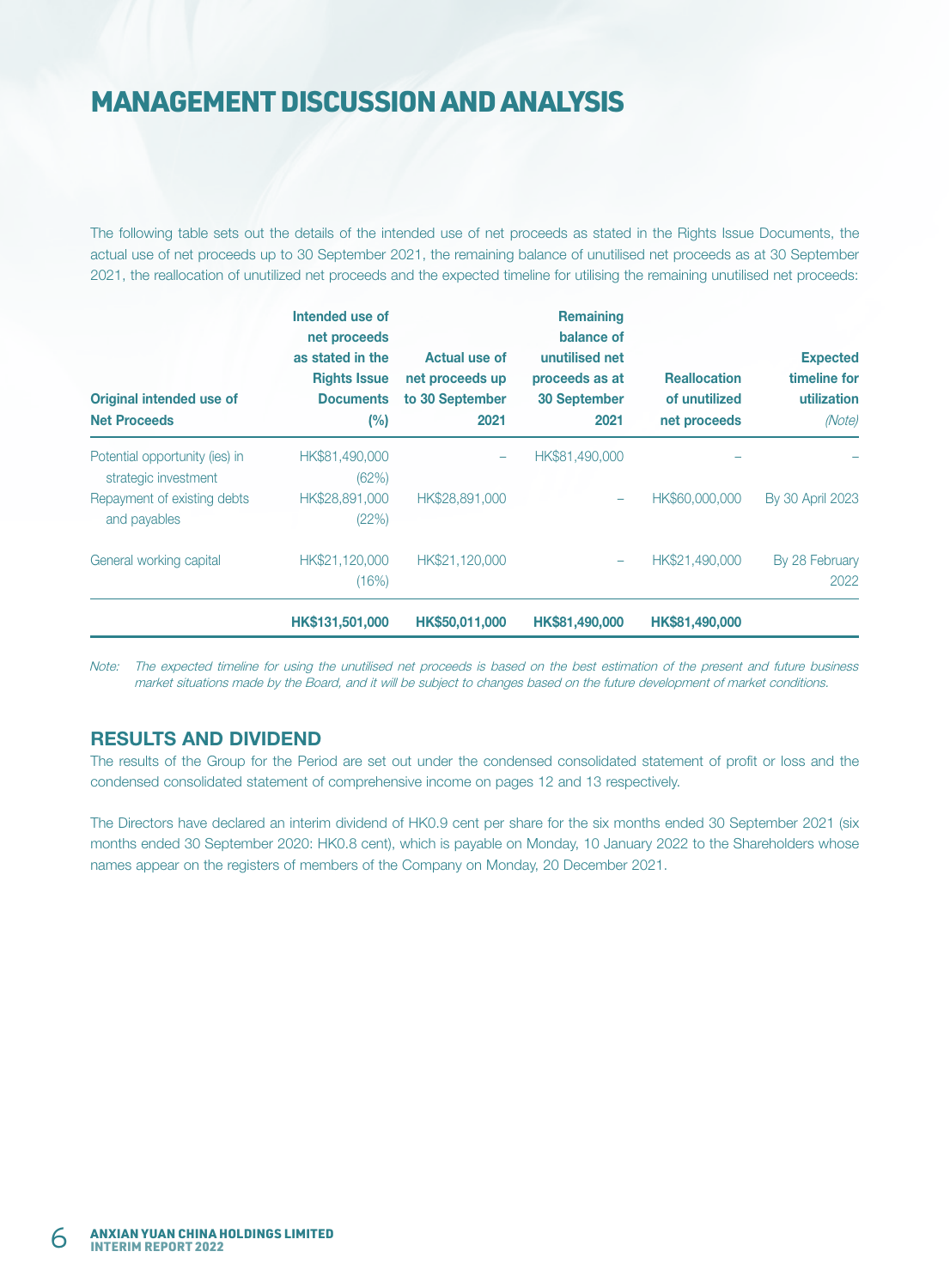# MANAGEMENT DISCUSSION AND ANALYSIS

The following table sets out the details of the intended use of net proceeds as stated in the Rights Issue Documents, the actual use of net proceeds up to 30 September 2021, the remaining balance of unutilised net proceeds as at 30 September 2021, the reallocation of unutilized net proceeds and the expected timeline for utilising the remaining unutilised net proceeds:

| Original intended use of Net Proceeds | Intended use of net proceeds as stated in the Rights Issue Documents (%) | Actual use of net proceeds up to 30 September 2021 | Remaining balance of unutilised net proceeds as at 30 September 2021 | Reallocation of unutilized net proceeds | Expected timeline for utilization *(Note)* |
|---|---|---|---|---|---|
| Potential opportunity (ies) in strategic investment | HK$81,490,000 (62%) | – | HK$81,490,000 | – | – |
| Repayment of existing debts and payables | HK$28,891,000 (22%) | HK$28,891,000 | – | HK$60,000,000 | By 30 April 2023 |
| General working capital | HK$21,120,000 (16%) | HK$21,120,000 | – | HK$21,490,000 | By 28 February 2022 |
| | **HK$131,501,000** | **HK$50,011,000** | **HK$81,490,000** | **HK$81,490,000** | |

*Note: The expected timeline for using the unutilised net proceeds is based on the best estimation of the present and future business market situations made by the Board, and it will be subject to changes based on the future development of market conditions.*

## RESULTS AND DIVIDEND

The results of the Group for the Period are set out under the condensed consolidated statement of profit or loss and the condensed consolidated statement of comprehensive income on pages 12 and 13 respectively.

The Directors have declared an interim dividend of HK0.9 cent per share for the six months ended 30 September 2021 (six months ended 30 September 2020: HK0.8 cent), which is payable on Monday, 10 January 2022 to the Shareholders whose names appear on the registers of members of the Company on Monday, 20 December 2021.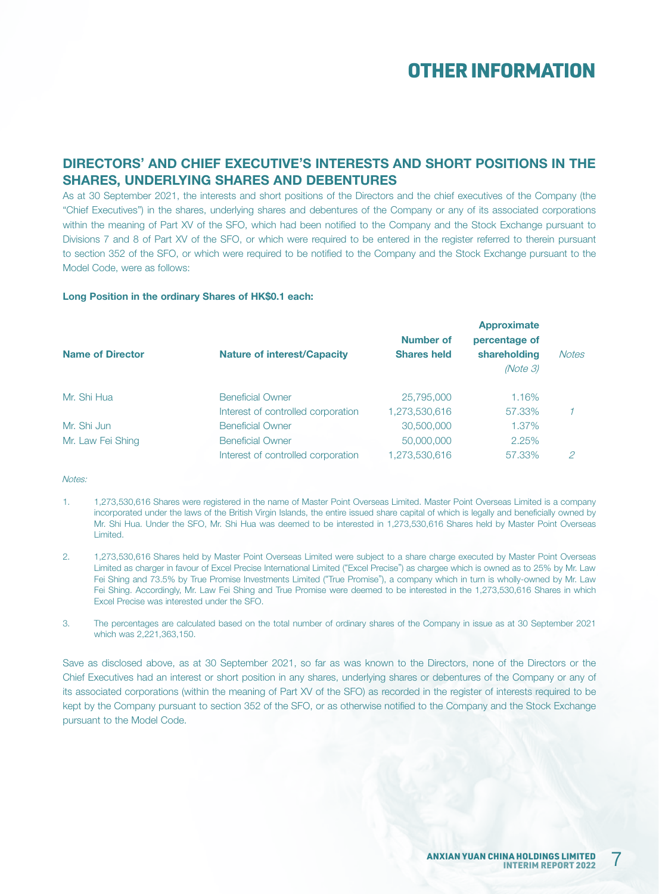# OTHER INFORMATION

## DIRECTORS' AND CHIEF EXECUTIVE'S INTERESTS AND SHORT POSITIONS IN THE SHARES, UNDERLYING SHARES AND DEBENTURES

As at 30 September 2021, the interests and short positions of the Directors and the chief executives of the Company (the "Chief Executives") in the shares, underlying shares and debentures of the Company or any of its associated corporations within the meaning of Part XV of the SFO, which had been notified to the Company and the Stock Exchange pursuant to Divisions 7 and 8 of Part XV of the SFO, or which were required to be entered in the register referred to therein pursuant to section 352 of the SFO, or which were required to be notified to the Company and the Stock Exchange pursuant to the Model Code, were as follows:

**Long Position in the ordinary Shares of HK$0.1 each:**

| Name of Director | Nature of interest/Capacity | Number of Shares held | Approximate percentage of shareholding *(Note 3)* | *Notes* |
|---|---|---|---|---|
| Mr. Shi Hua | Beneficial Owner | 25,795,000 | 1.16% | |
| | Interest of controlled corporation | 1,273,530,616 | 57.33% | *1* |
| Mr. Shi Jun | Beneficial Owner | 30,500,000 | 1.37% | |
| Mr. Law Fei Shing | Beneficial Owner | 50,000,000 | 2.25% | |
| | Interest of controlled corporation | 1,273,530,616 | 57.33% | *2* |

*Notes:*

1. 1,273,530,616 Shares were registered in the name of Master Point Overseas Limited. Master Point Overseas Limited is a company incorporated under the laws of the British Virgin Islands, the entire issued share capital of which is legally and beneficially owned by Mr. Shi Hua. Under the SFO, Mr. Shi Hua was deemed to be interested in 1,273,530,616 Shares held by Master Point Overseas Limited.

2. 1,273,530,616 Shares held by Master Point Overseas Limited were subject to a share charge executed by Master Point Overseas Limited as charger in favour of Excel Precise International Limited ("Excel Precise") as chargee which is owned as to 25% by Mr. Law Fei Shing and 73.5% by True Promise Investments Limited ("True Promise"), a company which in turn is wholly-owned by Mr. Law Fei Shing. Accordingly, Mr. Law Fei Shing and True Promise were deemed to be interested in the 1,273,530,616 Shares in which Excel Precise was interested under the SFO.

3. The percentages are calculated based on the total number of ordinary shares of the Company in issue as at 30 September 2021 which was 2,221,363,150.

Save as disclosed above, as at 30 September 2021, so far as was known to the Directors, none of the Directors or the Chief Executives had an interest or short position in any shares, underlying shares or debentures of the Company or any of its associated corporations (within the meaning of Part XV of the SFO) as recorded in the register of interests required to be kept by the Company pursuant to section 352 of the SFO, or as otherwise notified to the Company and the Stock Exchange pursuant to the Model Code.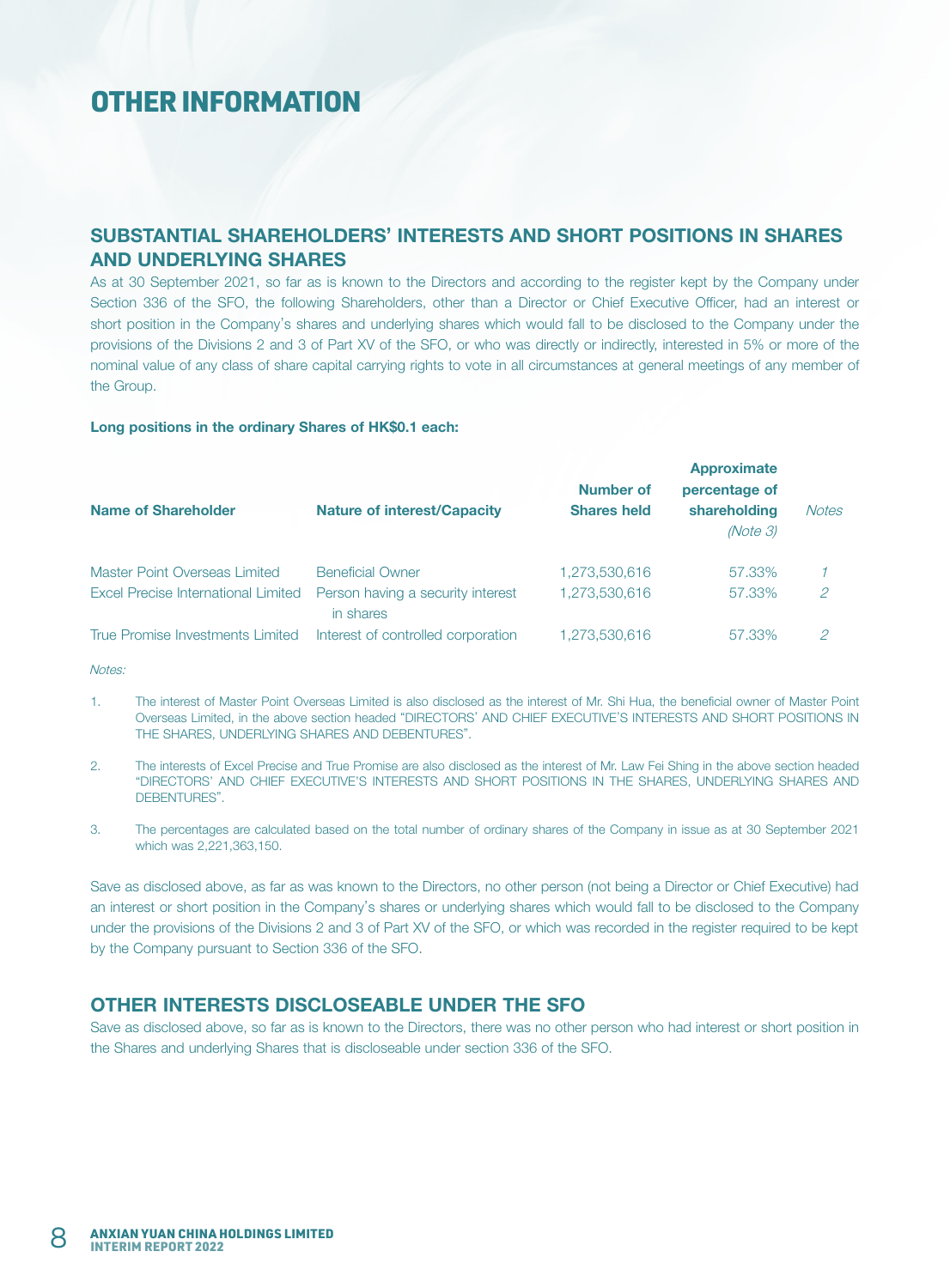# OTHER INFORMATION

## SUBSTANTIAL SHAREHOLDERS' INTERESTS AND SHORT POSITIONS IN SHARES AND UNDERLYING SHARES

As at 30 September 2021, so far as is known to the Directors and according to the register kept by the Company under Section 336 of the SFO, the following Shareholders, other than a Director or Chief Executive Officer, had an interest or short position in the Company's shares and underlying shares which would fall to be disclosed to the Company under the provisions of the Divisions 2 and 3 of Part XV of the SFO, or who was directly or indirectly, interested in 5% or more of the nominal value of any class of share capital carrying rights to vote in all circumstances at general meetings of any member of the Group.

**Long positions in the ordinary Shares of HK$0.1 each:**

| Name of Shareholder | Nature of interest/Capacity | Number of Shares held | Approximate percentage of shareholding *(Note 3)* | *Notes* |
|---|---|---|---|---|
| Master Point Overseas Limited | Beneficial Owner | 1,273,530,616 | 57.33% | *1* |
| Excel Precise International Limited | Person having a security interest in shares | 1,273,530,616 | 57.33% | *2* |
| True Promise Investments Limited | Interest of controlled corporation | 1,273,530,616 | 57.33% | *2* |

*Notes:*

1. The interest of Master Point Overseas Limited is also disclosed as the interest of Mr. Shi Hua, the beneficial owner of Master Point Overseas Limited, in the above section headed "DIRECTORS' AND CHIEF EXECUTIVE'S INTERESTS AND SHORT POSITIONS IN THE SHARES, UNDERLYING SHARES AND DEBENTURES".

2. The interests of Excel Precise and True Promise are also disclosed as the interest of Mr. Law Fei Shing in the above section headed "DIRECTORS' AND CHIEF EXECUTIVE'S INTERESTS AND SHORT POSITIONS IN THE SHARES, UNDERLYING SHARES AND DEBENTURES".

3. The percentages are calculated based on the total number of ordinary shares of the Company in issue as at 30 September 2021 which was 2,221,363,150.

Save as disclosed above, as far as was known to the Directors, no other person (not being a Director or Chief Executive) had an interest or short position in the Company's shares or underlying shares which would fall to be disclosed to the Company under the provisions of the Divisions 2 and 3 of Part XV of the SFO, or which was recorded in the register required to be kept by the Company pursuant to Section 336 of the SFO.

## OTHER INTERESTS DISCLOSEABLE UNDER THE SFO

Save as disclosed above, so far as is known to the Directors, there was no other person who had interest or short position in the Shares and underlying Shares that is discloseable under section 336 of the SFO.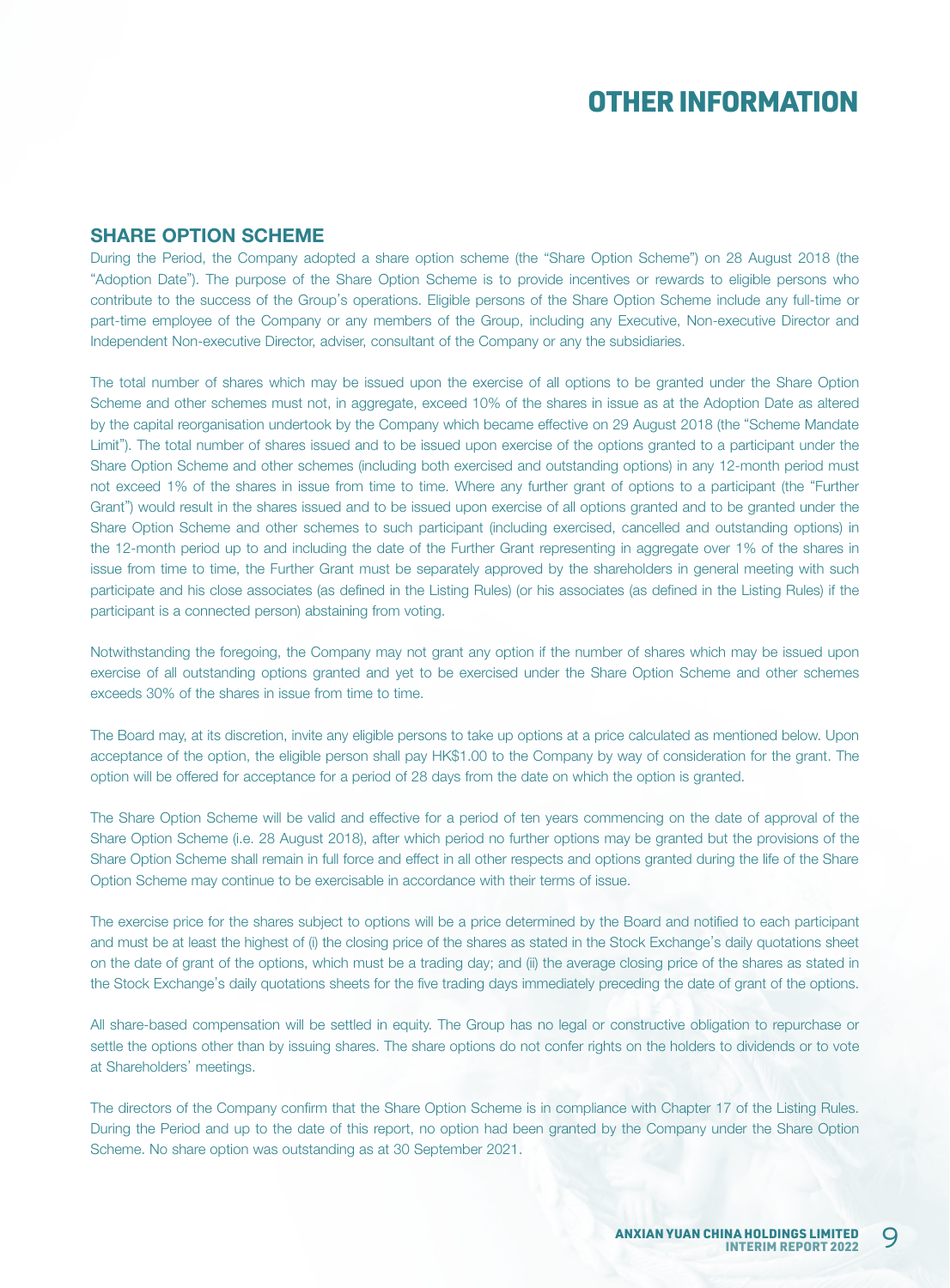# OTHER INFORMATION

## SHARE OPTION SCHEME

During the Period, the Company adopted a share option scheme (the "Share Option Scheme") on 28 August 2018 (the "Adoption Date"). The purpose of the Share Option Scheme is to provide incentives or rewards to eligible persons who contribute to the success of the Group's operations. Eligible persons of the Share Option Scheme include any full-time or part-time employee of the Company or any members of the Group, including any Executive, Non-executive Director and Independent Non-executive Director, adviser, consultant of the Company or any the subsidiaries.

The total number of shares which may be issued upon the exercise of all options to be granted under the Share Option Scheme and other schemes must not, in aggregate, exceed 10% of the shares in issue as at the Adoption Date as altered by the capital reorganisation undertook by the Company which became effective on 29 August 2018 (the "Scheme Mandate Limit"). The total number of shares issued and to be issued upon exercise of the options granted to a participant under the Share Option Scheme and other schemes (including both exercised and outstanding options) in any 12-month period must not exceed 1% of the shares in issue from time to time. Where any further grant of options to a participant (the "Further Grant") would result in the shares issued and to be issued upon exercise of all options granted and to be granted under the Share Option Scheme and other schemes to such participant (including exercised, cancelled and outstanding options) in the 12-month period up to and including the date of the Further Grant representing in aggregate over 1% of the shares in issue from time to time, the Further Grant must be separately approved by the shareholders in general meeting with such participate and his close associates (as defined in the Listing Rules) (or his associates (as defined in the Listing Rules) if the participant is a connected person) abstaining from voting.

Notwithstanding the foregoing, the Company may not grant any option if the number of shares which may be issued upon exercise of all outstanding options granted and yet to be exercised under the Share Option Scheme and other schemes exceeds 30% of the shares in issue from time to time.

The Board may, at its discretion, invite any eligible persons to take up options at a price calculated as mentioned below. Upon acceptance of the option, the eligible person shall pay HK$1.00 to the Company by way of consideration for the grant. The option will be offered for acceptance for a period of 28 days from the date on which the option is granted.

The Share Option Scheme will be valid and effective for a period of ten years commencing on the date of approval of the Share Option Scheme (i.e. 28 August 2018), after which period no further options may be granted but the provisions of the Share Option Scheme shall remain in full force and effect in all other respects and options granted during the life of the Share Option Scheme may continue to be exercisable in accordance with their terms of issue.

The exercise price for the shares subject to options will be a price determined by the Board and notified to each participant and must be at least the highest of (i) the closing price of the shares as stated in the Stock Exchange's daily quotations sheet on the date of grant of the options, which must be a trading day; and (ii) the average closing price of the shares as stated in the Stock Exchange's daily quotations sheets for the five trading days immediately preceding the date of grant of the options.

All share-based compensation will be settled in equity. The Group has no legal or constructive obligation to repurchase or settle the options other than by issuing shares. The share options do not confer rights on the holders to dividends or to vote at Shareholders' meetings.

The directors of the Company confirm that the Share Option Scheme is in compliance with Chapter 17 of the Listing Rules. During the Period and up to the date of this report, no option had been granted by the Company under the Share Option Scheme. No share option was outstanding as at 30 September 2021.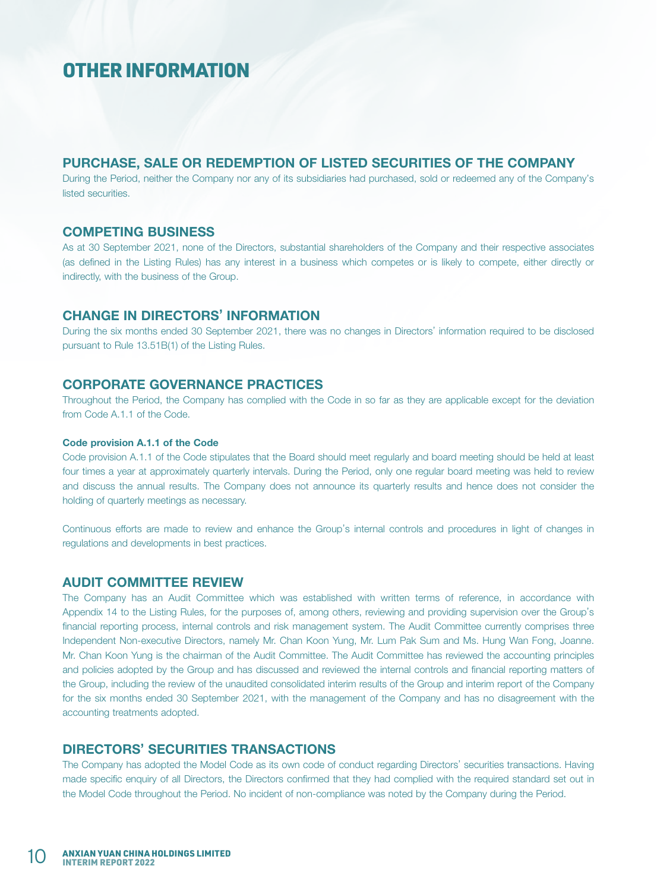# OTHER INFORMATION

## PURCHASE, SALE OR REDEMPTION OF LISTED SECURITIES OF THE COMPANY

During the Period, neither the Company nor any of its subsidiaries had purchased, sold or redeemed any of the Company's listed securities.

## COMPETING BUSINESS

As at 30 September 2021, none of the Directors, substantial shareholders of the Company and their respective associates (as defined in the Listing Rules) has any interest in a business which competes or is likely to compete, either directly or indirectly, with the business of the Group.

## CHANGE IN DIRECTORS' INFORMATION

During the six months ended 30 September 2021, there was no changes in Directors' information required to be disclosed pursuant to Rule 13.51B(1) of the Listing Rules.

## CORPORATE GOVERNANCE PRACTICES

Throughout the Period, the Company has complied with the Code in so far as they are applicable except for the deviation from Code A.1.1 of the Code.

**Code provision A.1.1 of the Code**

Code provision A.1.1 of the Code stipulates that the Board should meet regularly and board meeting should be held at least four times a year at approximately quarterly intervals. During the Period, only one regular board meeting was held to review and discuss the annual results. The Company does not announce its quarterly results and hence does not consider the holding of quarterly meetings as necessary.

Continuous efforts are made to review and enhance the Group's internal controls and procedures in light of changes in regulations and developments in best practices.

## AUDIT COMMITTEE REVIEW

The Company has an Audit Committee which was established with written terms of reference, in accordance with Appendix 14 to the Listing Rules, for the purposes of, among others, reviewing and providing supervision over the Group's financial reporting process, internal controls and risk management system. The Audit Committee currently comprises three Independent Non-executive Directors, namely Mr. Chan Koon Yung, Mr. Lum Pak Sum and Ms. Hung Wan Fong, Joanne. Mr. Chan Koon Yung is the chairman of the Audit Committee. The Audit Committee has reviewed the accounting principles and policies adopted by the Group and has discussed and reviewed the internal controls and financial reporting matters of the Group, including the review of the unaudited consolidated interim results of the Group and interim report of the Company for the six months ended 30 September 2021, with the management of the Company and has no disagreement with the accounting treatments adopted.

## DIRECTORS' SECURITIES TRANSACTIONS

The Company has adopted the Model Code as its own code of conduct regarding Directors' securities transactions. Having made specific enquiry of all Directors, the Directors confirmed that they had complied with the required standard set out in the Model Code throughout the Period. No incident of non-compliance was noted by the Company during the Period.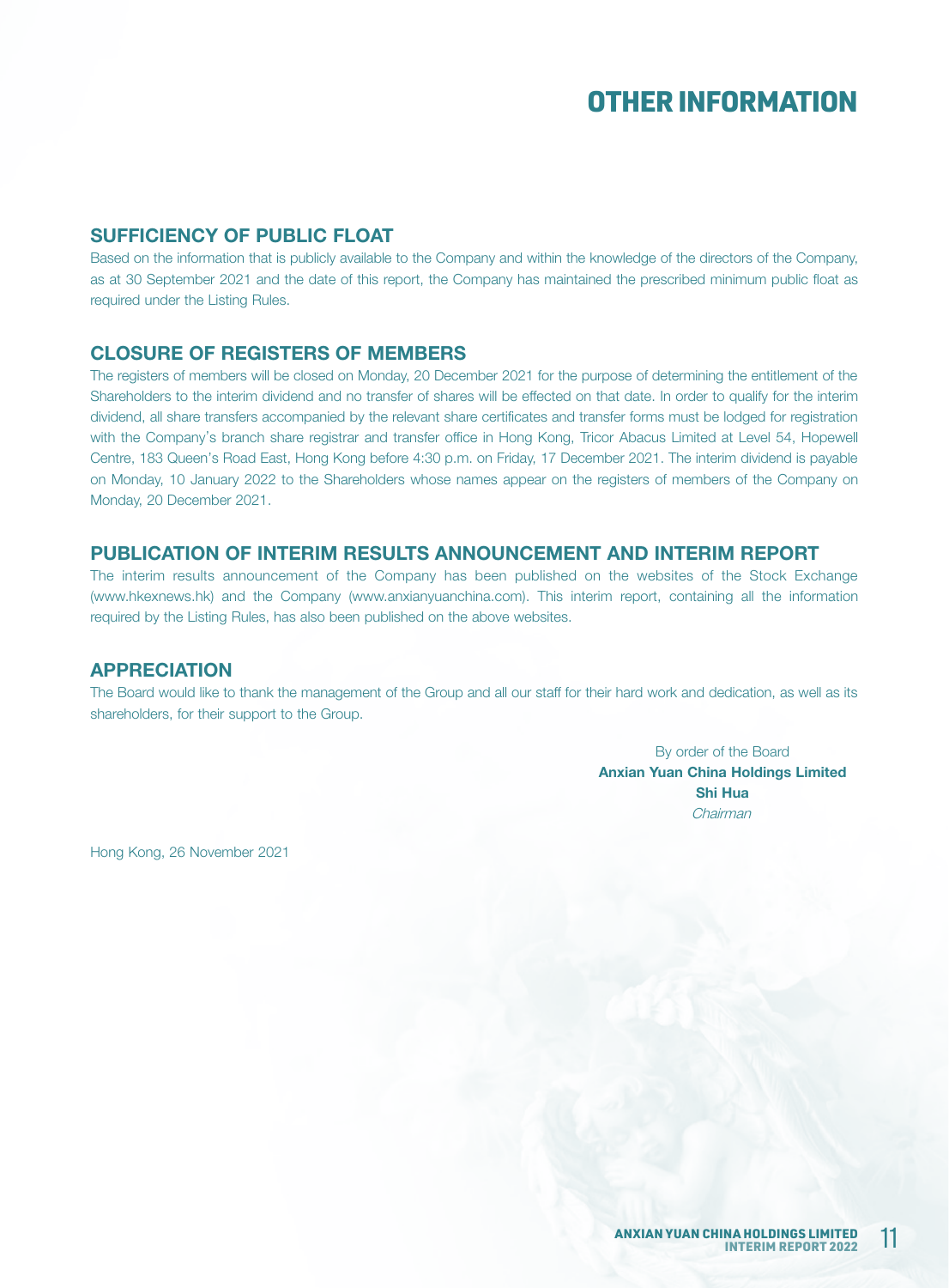# OTHER INFORMATION

## SUFFICIENCY OF PUBLIC FLOAT

Based on the information that is publicly available to the Company and within the knowledge of the directors of the Company, as at 30 September 2021 and the date of this report, the Company has maintained the prescribed minimum public float as required under the Listing Rules.

## CLOSURE OF REGISTERS OF MEMBERS

The registers of members will be closed on Monday, 20 December 2021 for the purpose of determining the entitlement of the Shareholders to the interim dividend and no transfer of shares will be effected on that date. In order to qualify for the interim dividend, all share transfers accompanied by the relevant share certificates and transfer forms must be lodged for registration with the Company's branch share registrar and transfer office in Hong Kong, Tricor Abacus Limited at Level 54, Hopewell Centre, 183 Queen's Road East, Hong Kong before 4:30 p.m. on Friday, 17 December 2021. The interim dividend is payable on Monday, 10 January 2022 to the Shareholders whose names appear on the registers of members of the Company on Monday, 20 December 2021.

## PUBLICATION OF INTERIM RESULTS ANNOUNCEMENT AND INTERIM REPORT

The interim results announcement of the Company has been published on the websites of the Stock Exchange (www.hkexnews.hk) and the Company (www.anxianyuanchina.com). This interim report, containing all the information required by the Listing Rules, has also been published on the above websites.

## APPRECIATION

The Board would like to thank the management of the Group and all our staff for their hard work and dedication, as well as its shareholders, for their support to the Group.

By order of the Board
**Anxian Yuan China Holdings Limited**
**Shi Hua**
*Chairman*

Hong Kong, 26 November 2021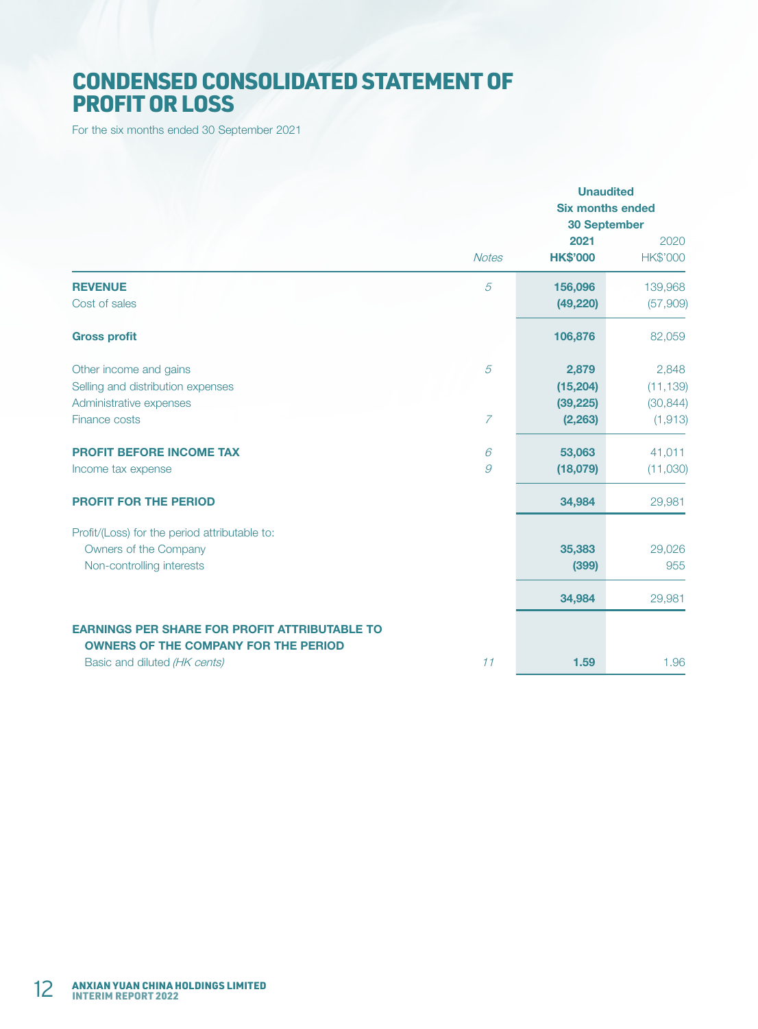# CONDENSED CONSOLIDATED STATEMENT OF PROFIT OR LOSS

For the six months ended 30 September 2021

| | Notes | Unaudited Six months ended 30 September 2021 HK$'000 | 2020 HK$'000 |
|---|---|---|---|
| **REVENUE** | *5* | **156,096** | 139,968 |
| Cost of sales | | **(49,220)** | (57,909) |
| **Gross profit** | | **106,876** | 82,059 |
| Other income and gains | *5* | **2,879** | 2,848 |
| Selling and distribution expenses | | **(15,204)** | (11,139) |
| Administrative expenses | | **(39,225)** | (30,844) |
| Finance costs | *7* | **(2,263)** | (1,913) |
| **PROFIT BEFORE INCOME TAX** | *6* | **53,063** | 41,011 |
| Income tax expense | *9* | **(18,079)** | (11,030) |
| **PROFIT FOR THE PERIOD** | | **34,984** | 29,981 |
| Profit/(Loss) for the period attributable to: | | | |
| Owners of the Company | | **35,383** | 29,026 |
| Non-controlling interests | | **(399)** | 955 |
| | | **34,984** | 29,981 |
| **EARNINGS PER SHARE FOR PROFIT ATTRIBUTABLE TO OWNERS OF THE COMPANY FOR THE PERIOD** | | | |
| Basic and diluted *(HK cents)* | *11* | **1.59** | 1.96 |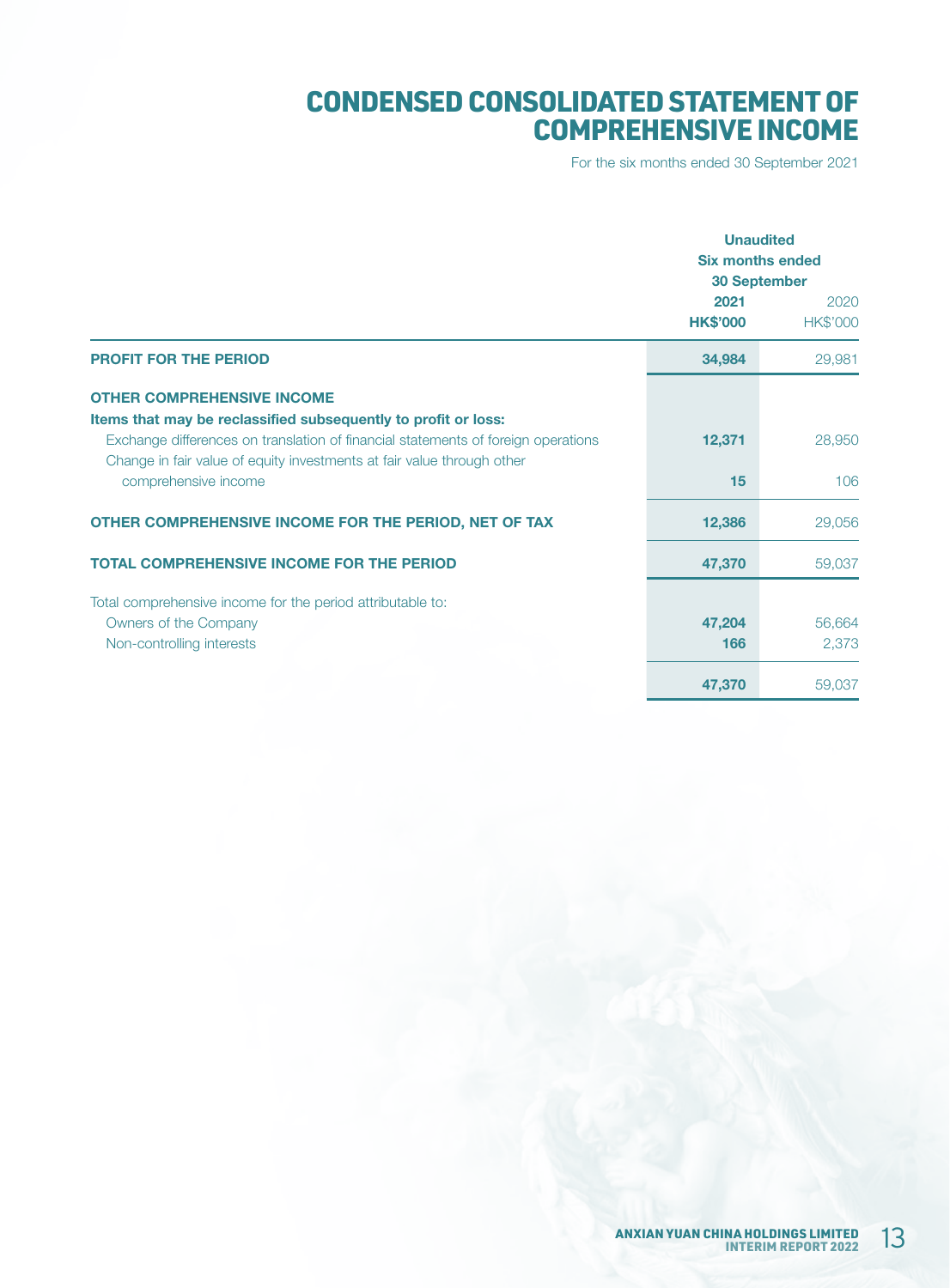# CONDENSED CONSOLIDATED STATEMENT OF COMPREHENSIVE INCOME

For the six months ended 30 September 2021

| | Unaudited Six months ended 30 September | |
|---|---|---|
| | **2021** | 2020 |
| | **HK$'000** | HK$'000 |
| **PROFIT FOR THE PERIOD** | **34,984** | 29,981 |
| **OTHER COMPREHENSIVE INCOME** | | |
| **Items that may be reclassified subsequently to profit or loss:** | | |
| Exchange differences on translation of financial statements of foreign operations | **12,371** | 28,950 |
| Change in fair value of equity investments at fair value through other comprehensive income | **15** | 106 |
| **OTHER COMPREHENSIVE INCOME FOR THE PERIOD, NET OF TAX** | **12,386** | 29,056 |
| **TOTAL COMPREHENSIVE INCOME FOR THE PERIOD** | **47,370** | 59,037 |
| Total comprehensive income for the period attributable to: | | |
| Owners of the Company | **47,204** | 56,664 |
| Non-controlling interests | **166** | 2,373 |
| | **47,370** | 59,037 |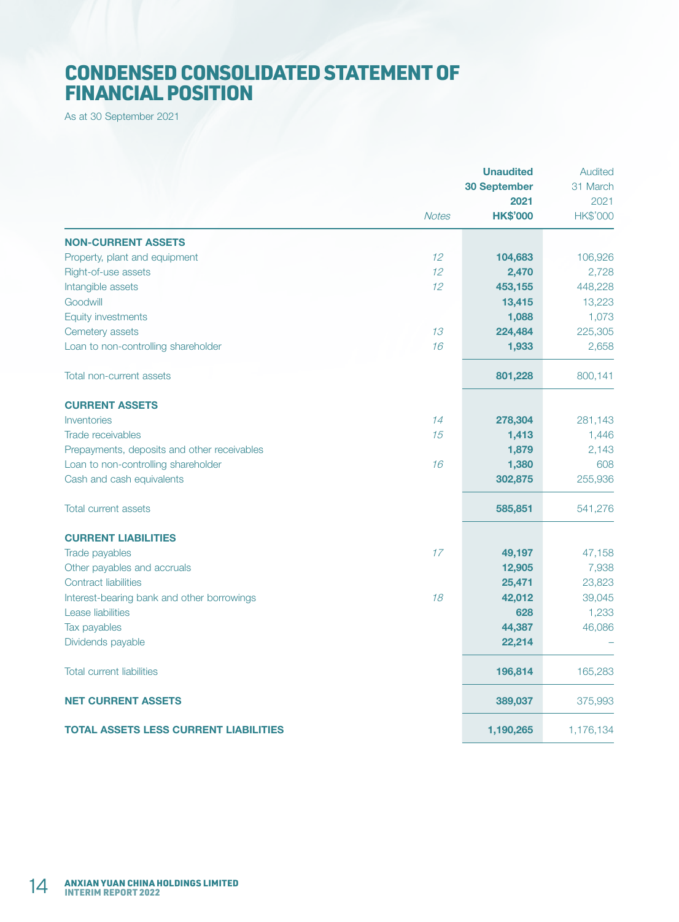# CONDENSED CONSOLIDATED STATEMENT OF FINANCIAL POSITION

As at 30 September 2021

| | *Notes* | **Unaudited 30 September 2021 HK$'000** | Audited 31 March 2021 HK$'000 |
|---|---|---|---|
| **NON-CURRENT ASSETS** | | | |
| Property, plant and equipment | *12* | **104,683** | 106,926 |
| Right-of-use assets | *12* | **2,470** | 2,728 |
| Intangible assets | *12* | **453,155** | 448,228 |
| Goodwill | | **13,415** | 13,223 |
| Equity investments | | **1,088** | 1,073 |
| Cemetery assets | *13* | **224,484** | 225,305 |
| Loan to non-controlling shareholder | *16* | **1,933** | 2,658 |
| Total non-current assets | | **801,228** | 800,141 |
| **CURRENT ASSETS** | | | |
| Inventories | *14* | **278,304** | 281,143 |
| Trade receivables | *15* | **1,413** | 1,446 |
| Prepayments, deposits and other receivables | | **1,879** | 2,143 |
| Loan to non-controlling shareholder | *16* | **1,380** | 608 |
| Cash and cash equivalents | | **302,875** | 255,936 |
| Total current assets | | **585,851** | 541,276 |
| **CURRENT LIABILITIES** | | | |
| Trade payables | *17* | **49,197** | 47,158 |
| Other payables and accruals | | **12,905** | 7,938 |
| Contract liabilities | | **25,471** | 23,823 |
| Interest-bearing bank and other borrowings | *18* | **42,012** | 39,045 |
| Lease liabilities | | **628** | 1,233 |
| Tax payables | | **44,387** | 46,086 |
| Dividends payable | | **22,214** | – |
| Total current liabilities | | **196,814** | 165,283 |
| **NET CURRENT ASSETS** | | **389,037** | 375,993 |
| **TOTAL ASSETS LESS CURRENT LIABILITIES** | | **1,190,265** | 1,176,134 |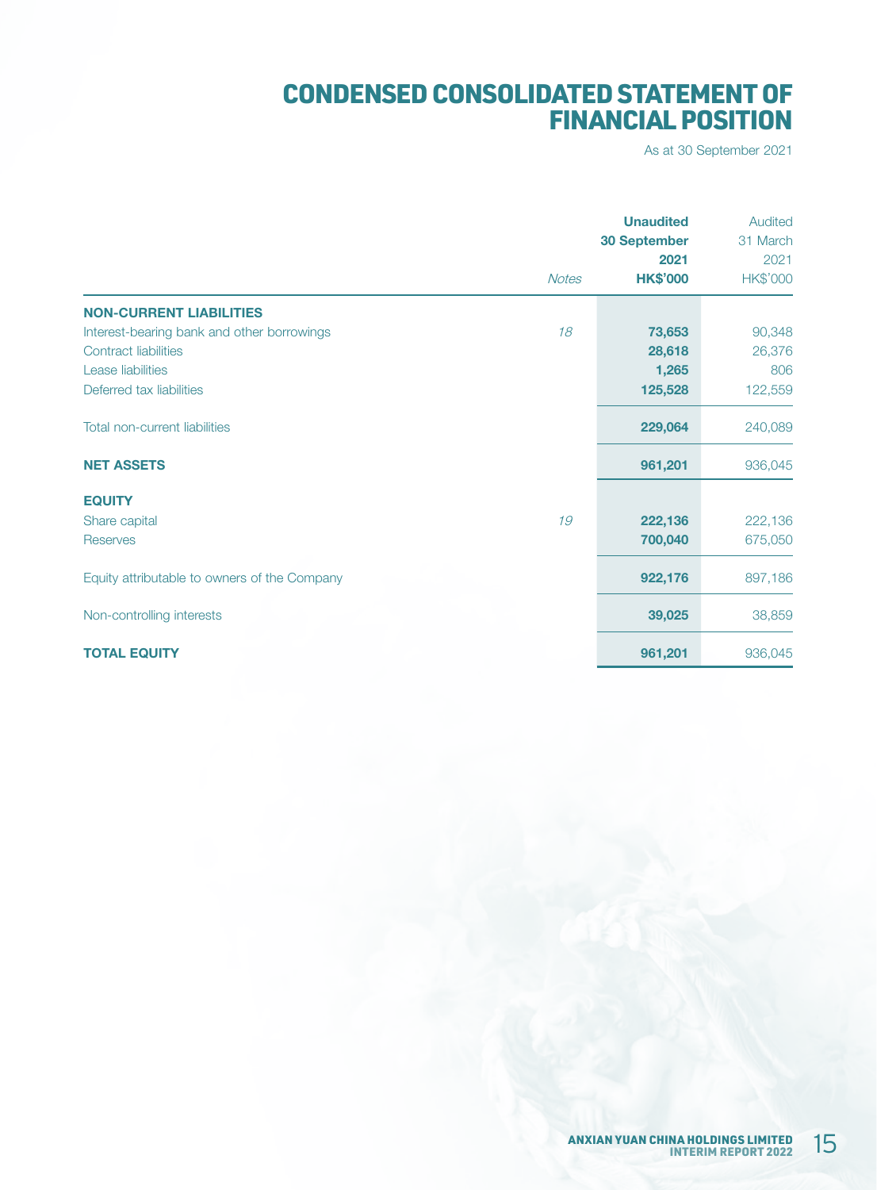# CONDENSED CONSOLIDATED STATEMENT OF FINANCIAL POSITION

As at 30 September 2021

| | Notes | Unaudited 30 September 2021 HK$'000 | Audited 31 March 2021 HK$'000 |
|---|---|---|---|
| **NON-CURRENT LIABILITIES** | | | |
| Interest-bearing bank and other borrowings | *18* | **73,653** | 90,348 |
| Contract liabilities | | **28,618** | 26,376 |
| Lease liabilities | | **1,265** | 806 |
| Deferred tax liabilities | | **125,528** | 122,559 |
| Total non-current liabilities | | **229,064** | 240,089 |
| **NET ASSETS** | | **961,201** | 936,045 |
| **EQUITY** | | | |
| Share capital | *19* | **222,136** | 222,136 |
| Reserves | | **700,040** | 675,050 |
| Equity attributable to owners of the Company | | **922,176** | 897,186 |
| Non-controlling interests | | **39,025** | 38,859 |
| **TOTAL EQUITY** | | **961,201** | 936,045 |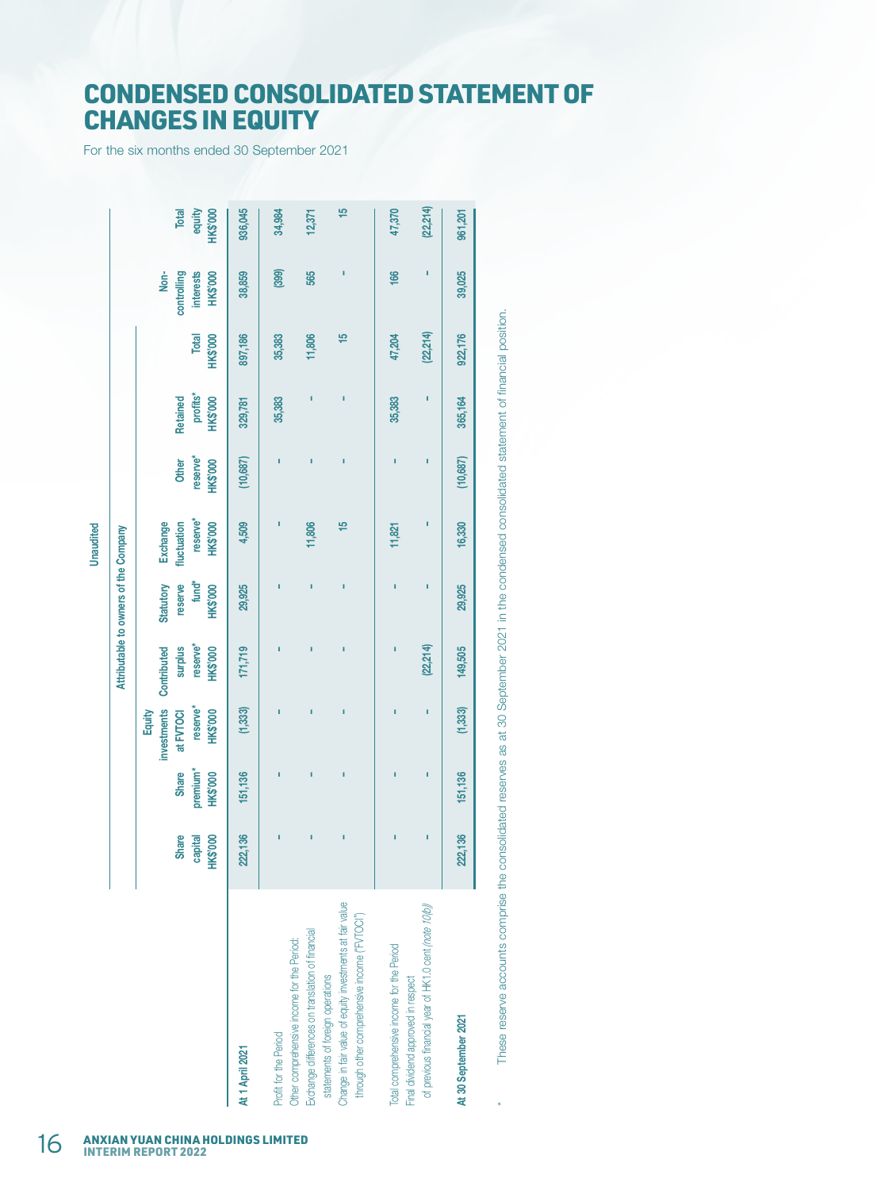# CONDENSED CONSOLIDATED STATEMENT OF CHANGES IN EQUITY

For the six months ended 30 September 2021

| | Unaudited | | | | | | | | | | |
|---|---|---|---|---|---|---|---|---|---|---|---|
| | Attributable to owners of the Company | | | | | | | | | | |
| | Share capital HK$'000 | Share premium* HK$'000 | Equity investments at FVTOCI reserve* HK$'000 | Contributed surplus reserve* HK$'000 | Statutory reserve fund* HK$'000 | Exchange fluctuation reserve* HK$'000 | Other reserve* HK$'000 | Retained profits* HK$'000 | Total HK$'000 | Non-controlling interests HK$'000 | Total equity HK$'000 |
| **At 1 April 2021** | 222,136 | 151,136 | (1,333) | 171,719 | 29,925 | 4,509 | (10,687) | 329,781 | 897,186 | 38,859 | 936,045 |
| Profit for the Period | - | - | - | - | - | - | - | 35,383 | 35,383 | (399) | 34,984 |
| Other comprehensive income for the Period: | | | | | | | | | | | |
| Exchange differences on translation of financial statements of foreign operations | - | - | - | - | - | 11,806 | - | - | 11,806 | 565 | 12,371 |
| Change in fair value of equity investments at fair value through other comprehensive income ("FVTOCI") | - | - | - | - | - | 15 | - | - | 15 | - | 15 |
| Total comprehensive income for the Period | - | - | - | - | - | 11,821 | - | 35,383 | 47,204 | 166 | 47,370 |
| Final dividend approved in respect of previous financial year of HK1.0 cent *(note 10(b))* | - | - | - | (22,214) | - | - | - | - | (22,214) | - | (22,214) |
| **At 30 September 2021** | 222,136 | 151,136 | (1,333) | 149,505 | 29,925 | 16,330 | (10,687) | 365,164 | 922,176 | 39,025 | 961,201 |

\* These reserve accounts comprise the consolidated reserves as at 30 September 2021 in the condensed consolidated statement of financial position.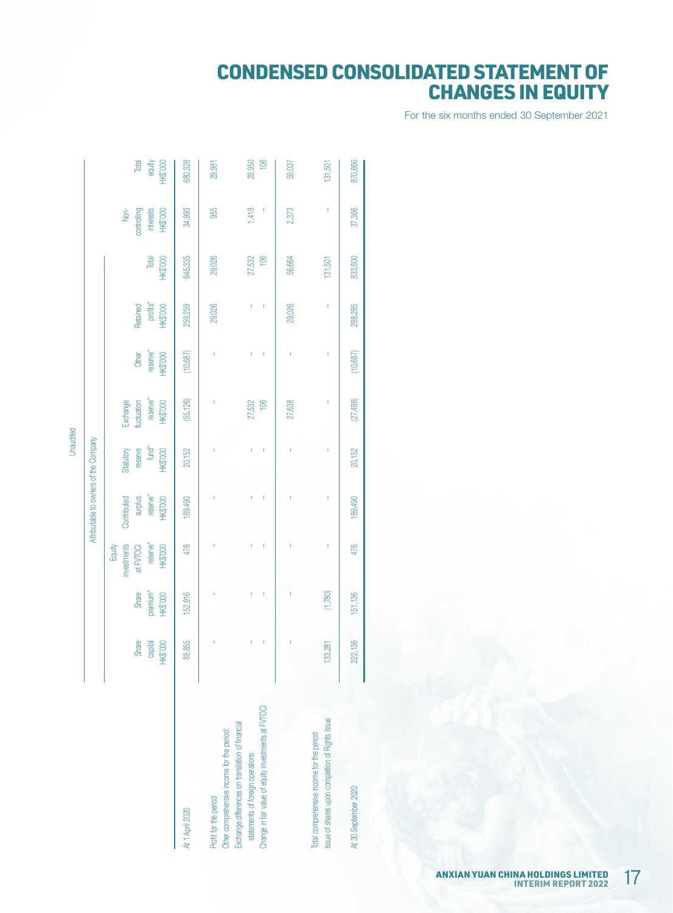# CONDENSED CONSOLIDATED STATEMENT OF CHANGES IN EQUITY

For the six months ended 30 September 2021

Unaudited

| | Attributable to owners of the Company | | | | | | | | | | |
|---|---|---|---|---|---|---|---|---|---|---|---|
| | Share capital HK$'000 | Share premium* HK$'000 | Equity investments at FVTOCI reserve* HK$'000 | Contributed surplus reserve* HK$'000 | Statutory reserve fund* HK$'000 | Exchange fluctuation reserve* HK$'000 | Other reserve* HK$'000 | Retained profits* HK$'000 | Total HK$'000 | Non-controlling interests HK$'000 | Total equity HK$'000 |
| At 1 April 2020 | 88,855 | 152,916 | 476 | 189,490 | 20,152 | (55,126) | (10,687) | 259,259 | 645,335 | 34,993 | 680,328 |
| Profit for the period | – | – | – | – | – | – | – | 29,026 | 29,026 | 955 | 29,981 |
| Other comprehensive income for the period: | | | | | | | | | | | |
| Exchange differences on translation of financial statements of foreign operations | – | – | – | – | – | 27,532 | – | – | 27,532 | 1,418 | 28,950 |
| Change in fair value of equity investments at FVTOCI | – | – | – | – | – | 106 | – | – | 106 | – | 106 |
| Total comprehensive income for the period | – | – | – | – | – | 27,638 | – | 29,026 | 56,664 | 2,373 | 59,037 |
| Issue of shares upon completion of Rights Issue | 133,281 | (1,780) | – | – | – | – | – | – | 131,501 | – | 131,501 |
| At 30 September 2020 | 222,136 | 151,136 | 476 | 189,490 | 20,152 | (27,488) | (10,687) | 288,285 | 833,500 | 37,366 | 870,866 |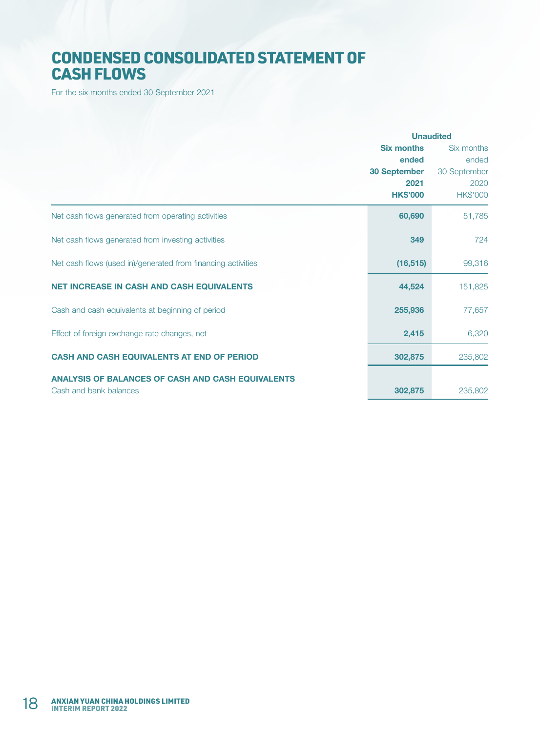# CONDENSED CONSOLIDATED STATEMENT OF CASH FLOWS

For the six months ended 30 September 2021

| | Unaudited | |
|---|---|---|
| | **Six months ended 30 September 2021 HK$'000** | Six months ended 30 September 2020 HK$'000 |
| Net cash flows generated from operating activities | **60,690** | 51,785 |
| Net cash flows generated from investing activities | **349** | 724 |
| Net cash flows (used in)/generated from financing activities | **(16,515)** | 99,316 |
| **NET INCREASE IN CASH AND CASH EQUIVALENTS** | **44,524** | 151,825 |
| Cash and cash equivalents at beginning of period | **255,936** | 77,657 |
| Effect of foreign exchange rate changes, net | **2,415** | 6,320 |
| **CASH AND CASH EQUIVALENTS AT END OF PERIOD** | **302,875** | 235,802 |
| **ANALYSIS OF BALANCES OF CASH AND CASH EQUIVALENTS** | | |
| Cash and bank balances | **302,875** | 235,802 |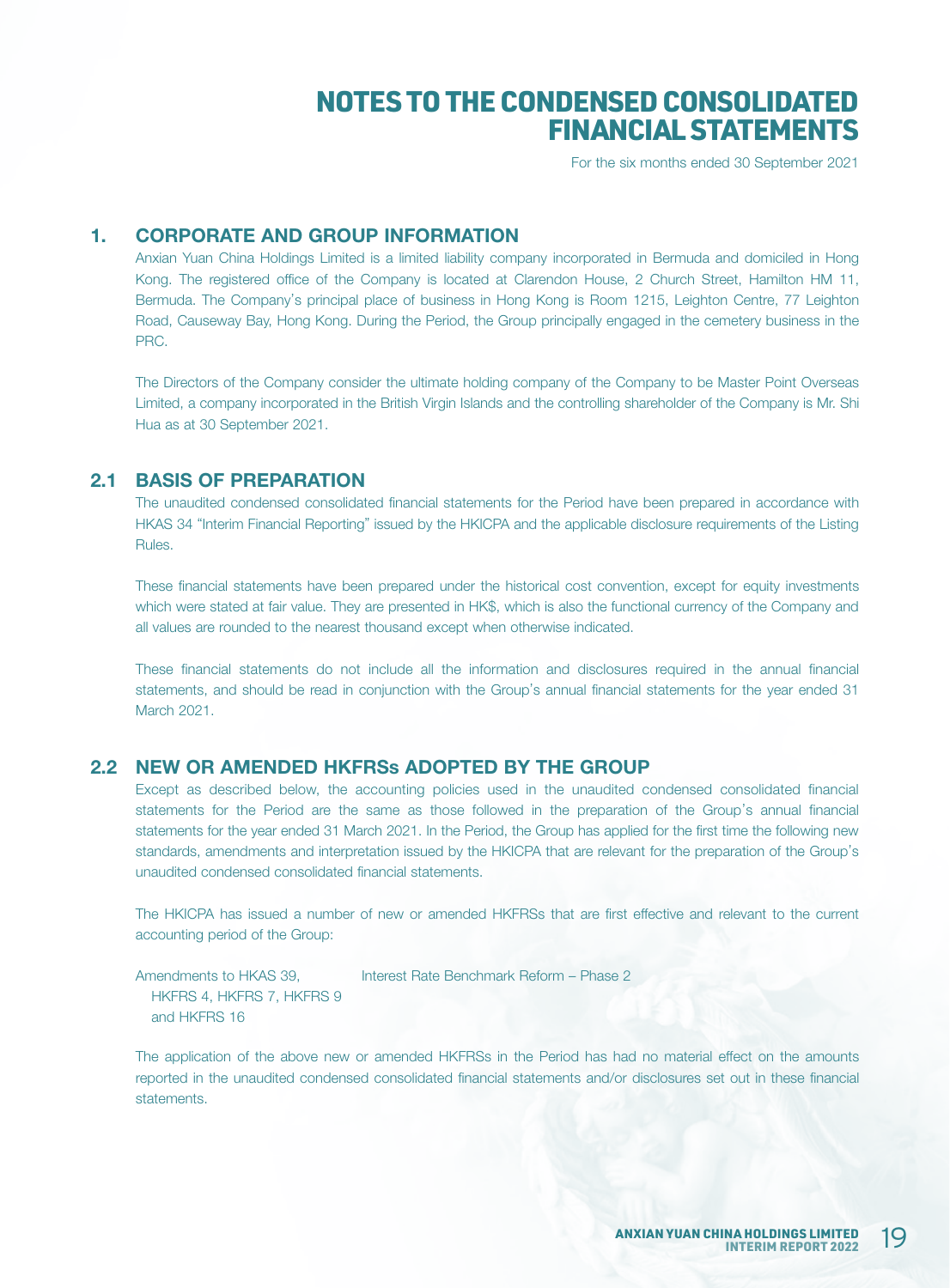# NOTES TO THE CONDENSED CONSOLIDATED FINANCIAL STATEMENTS

For the six months ended 30 September 2021

## 1. CORPORATE AND GROUP INFORMATION

Anxian Yuan China Holdings Limited is a limited liability company incorporated in Bermuda and domiciled in Hong Kong. The registered office of the Company is located at Clarendon House, 2 Church Street, Hamilton HM 11, Bermuda. The Company's principal place of business in Hong Kong is Room 1215, Leighton Centre, 77 Leighton Road, Causeway Bay, Hong Kong. During the Period, the Group principally engaged in the cemetery business in the PRC.

The Directors of the Company consider the ultimate holding company of the Company to be Master Point Overseas Limited, a company incorporated in the British Virgin Islands and the controlling shareholder of the Company is Mr. Shi Hua as at 30 September 2021.

## 2.1 BASIS OF PREPARATION

The unaudited condensed consolidated financial statements for the Period have been prepared in accordance with HKAS 34 "Interim Financial Reporting" issued by the HKICPA and the applicable disclosure requirements of the Listing Rules.

These financial statements have been prepared under the historical cost convention, except for equity investments which were stated at fair value. They are presented in HK$, which is also the functional currency of the Company and all values are rounded to the nearest thousand except when otherwise indicated.

These financial statements do not include all the information and disclosures required in the annual financial statements, and should be read in conjunction with the Group's annual financial statements for the year ended 31 March 2021.

## 2.2 NEW OR AMENDED HKFRSs ADOPTED BY THE GROUP

Except as described below, the accounting policies used in the unaudited condensed consolidated financial statements for the Period are the same as those followed in the preparation of the Group's annual financial statements for the year ended 31 March 2021. In the Period, the Group has applied for the first time the following new standards, amendments and interpretation issued by the HKICPA that are relevant for the preparation of the Group's unaudited condensed consolidated financial statements.

The HKICPA has issued a number of new or amended HKFRSs that are first effective and relevant to the current accounting period of the Group:

| | |
|---|---|
| Amendments to HKAS 39, HKFRS 4, HKFRS 7, HKFRS 9 and HKFRS 16 | Interest Rate Benchmark Reform – Phase 2 |

The application of the above new or amended HKFRSs in the Period has had no material effect on the amounts reported in the unaudited condensed consolidated financial statements and/or disclosures set out in these financial statements.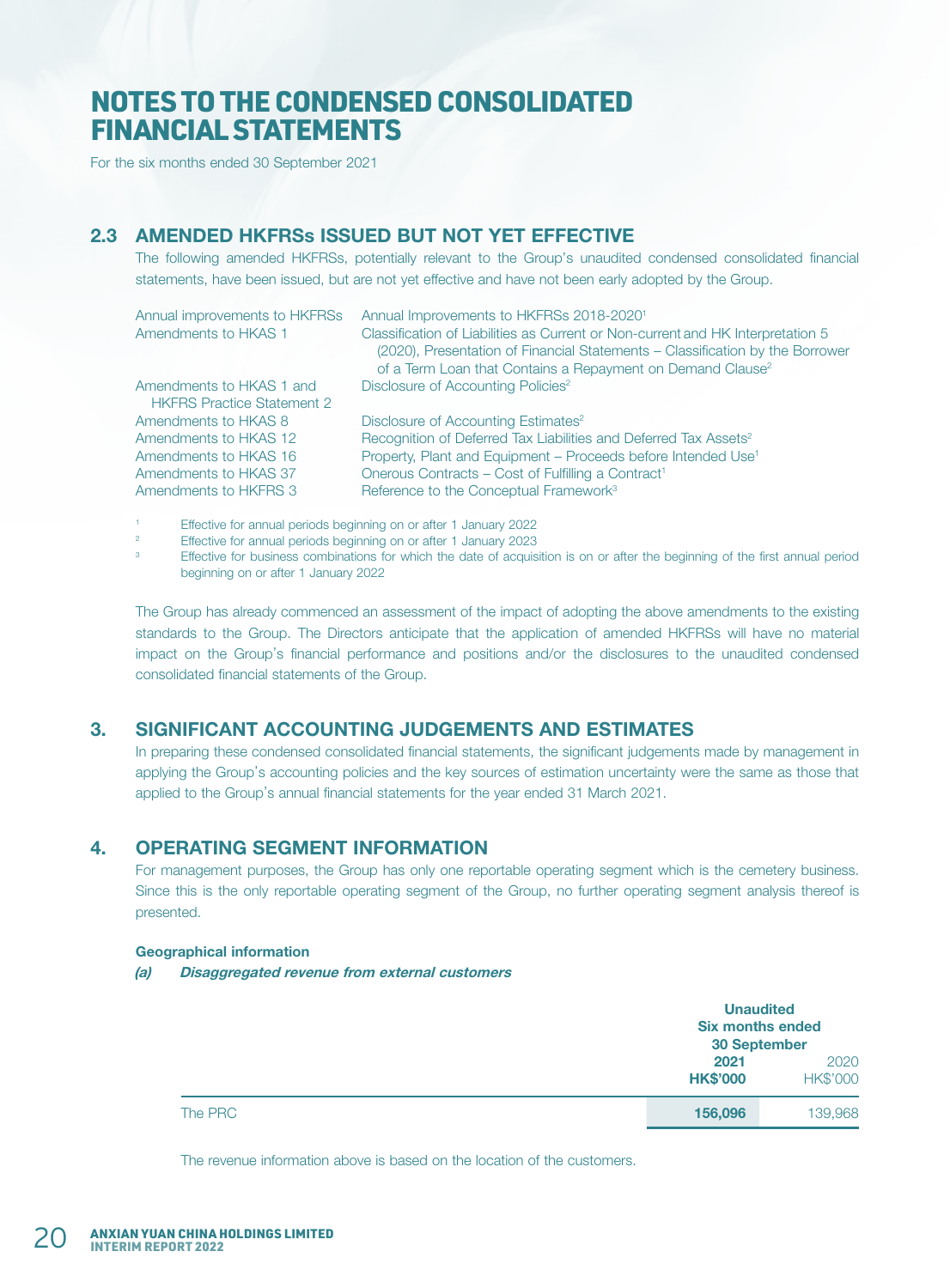# NOTES TO THE CONDENSED CONSOLIDATED FINANCIAL STATEMENTS

For the six months ended 30 September 2021

## 2.3 AMENDED HKFRSs ISSUED BUT NOT YET EFFECTIVE

The following amended HKFRSs, potentially relevant to the Group's unaudited condensed consolidated financial statements, have been issued, but are not yet effective and have not been early adopted by the Group.

| | |
|---|---|
| Annual improvements to HKFRSs | Annual Improvements to HKFRSs 2018-2020[1] |
| Amendments to HKAS 1 | Classification of Liabilities as Current or Non-current and HK Interpretation 5 (2020), Presentation of Financial Statements – Classification by the Borrower of a Term Loan that Contains a Repayment on Demand Clause[2] |
| Amendments to HKAS 1 and HKFRS Practice Statement 2 | Disclosure of Accounting Policies[2] |
| Amendments to HKAS 8 | Disclosure of Accounting Estimates[2] |
| Amendments to HKAS 12 | Recognition of Deferred Tax Liabilities and Deferred Tax Assets[2] |
| Amendments to HKAS 16 | Property, Plant and Equipment – Proceeds before Intended Use[1] |
| Amendments to HKAS 37 | Onerous Contracts – Cost of Fulfilling a Contract[1] |
| Amendments to HKFRS 3 | Reference to the Conceptual Framework[3] |

[1] Effective for annual periods beginning on or after 1 January 2022

[2] Effective for annual periods beginning on or after 1 January 2023

[3] Effective for business combinations for which the date of acquisition is on or after the beginning of the first annual period beginning on or after 1 January 2022

The Group has already commenced an assessment of the impact of adopting the above amendments to the existing standards to the Group. The Directors anticipate that the application of amended HKFRSs will have no material impact on the Group's financial performance and positions and/or the disclosures to the unaudited condensed consolidated financial statements of the Group.

## 3. SIGNIFICANT ACCOUNTING JUDGEMENTS AND ESTIMATES

In preparing these condensed consolidated financial statements, the significant judgements made by management in applying the Group's accounting policies and the key sources of estimation uncertainty were the same as those that applied to the Group's annual financial statements for the year ended 31 March 2021.

## 4. OPERATING SEGMENT INFORMATION

For management purposes, the Group has only one reportable operating segment which is the cemetery business. Since this is the only reportable operating segment of the Group, no further operating segment analysis thereof is presented.

**Geographical information**

***(a) Disaggregated revenue from external customers***

| | **Unaudited Six months ended 30 September** | |
|---|---|---|
| | **2021** | 2020 |
| | **HK$'000** | HK$'000 |
| The PRC | **156,096** | 139,968 |

The revenue information above is based on the location of the customers.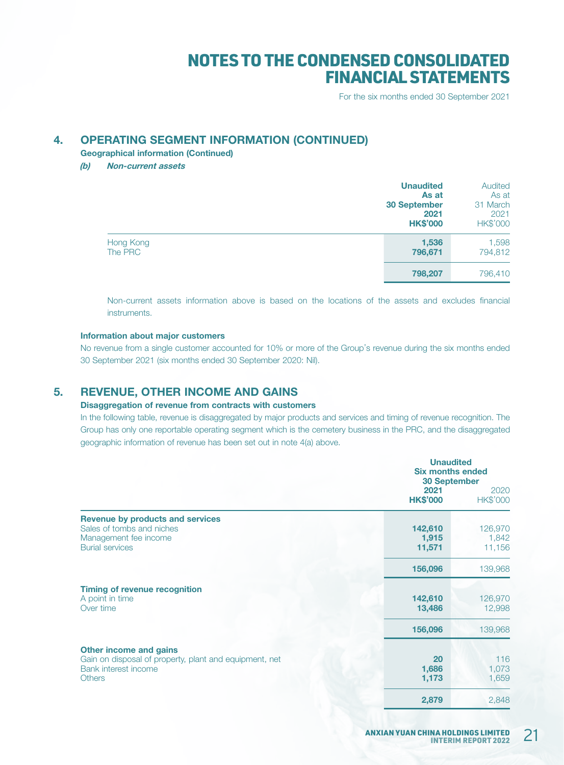# NOTES TO THE CONDENSED CONSOLIDATED FINANCIAL STATEMENTS

For the six months ended 30 September 2021

## 4. OPERATING SEGMENT INFORMATION (CONTINUED)

**Geographical information (Continued)**

***(b) Non-current assets***

| | **Unaudited As at 30 September 2021 HK$'000** | Audited As at 31 March 2021 HK$'000 |
|---|---|---|
| Hong Kong | **1,536** | 1,598 |
| The PRC | **796,671** | 794,812 |
| | **798,207** | 796,410 |

Non-current assets information above is based on the locations of the assets and excludes financial instruments.

**Information about major customers**

No revenue from a single customer accounted for 10% or more of the Group's revenue during the six months ended 30 September 2021 (six months ended 30 September 2020: Nil).

## 5. REVENUE, OTHER INCOME AND GAINS

**Disaggregation of revenue from contracts with customers**

In the following table, revenue is disaggregated by major products and services and timing of revenue recognition. The Group has only one reportable operating segment which is the cemetery business in the PRC, and the disaggregated geographic information of revenue has been set out in note 4(a) above.

| | **Unaudited Six months ended 30 September** | |
|---|---|---|
| | **2021 HK$'000** | 2020 HK$'000 |
| **Revenue by products and services** | | |
| Sales of tombs and niches | **142,610** | 126,970 |
| Management fee income | **1,915** | 1,842 |
| Burial services | **11,571** | 11,156 |
| | **156,096** | 139,968 |
| **Timing of revenue recognition** | | |
| A point in time | **142,610** | 126,970 |
| Over time | **13,486** | 12,998 |
| | **156,096** | 139,968 |
| **Other income and gains** | | |
| Gain on disposal of property, plant and equipment, net | **20** | 116 |
| Bank interest income | **1,686** | 1,073 |
| Others | **1,173** | 1,659 |
| | **2,879** | 2,848 |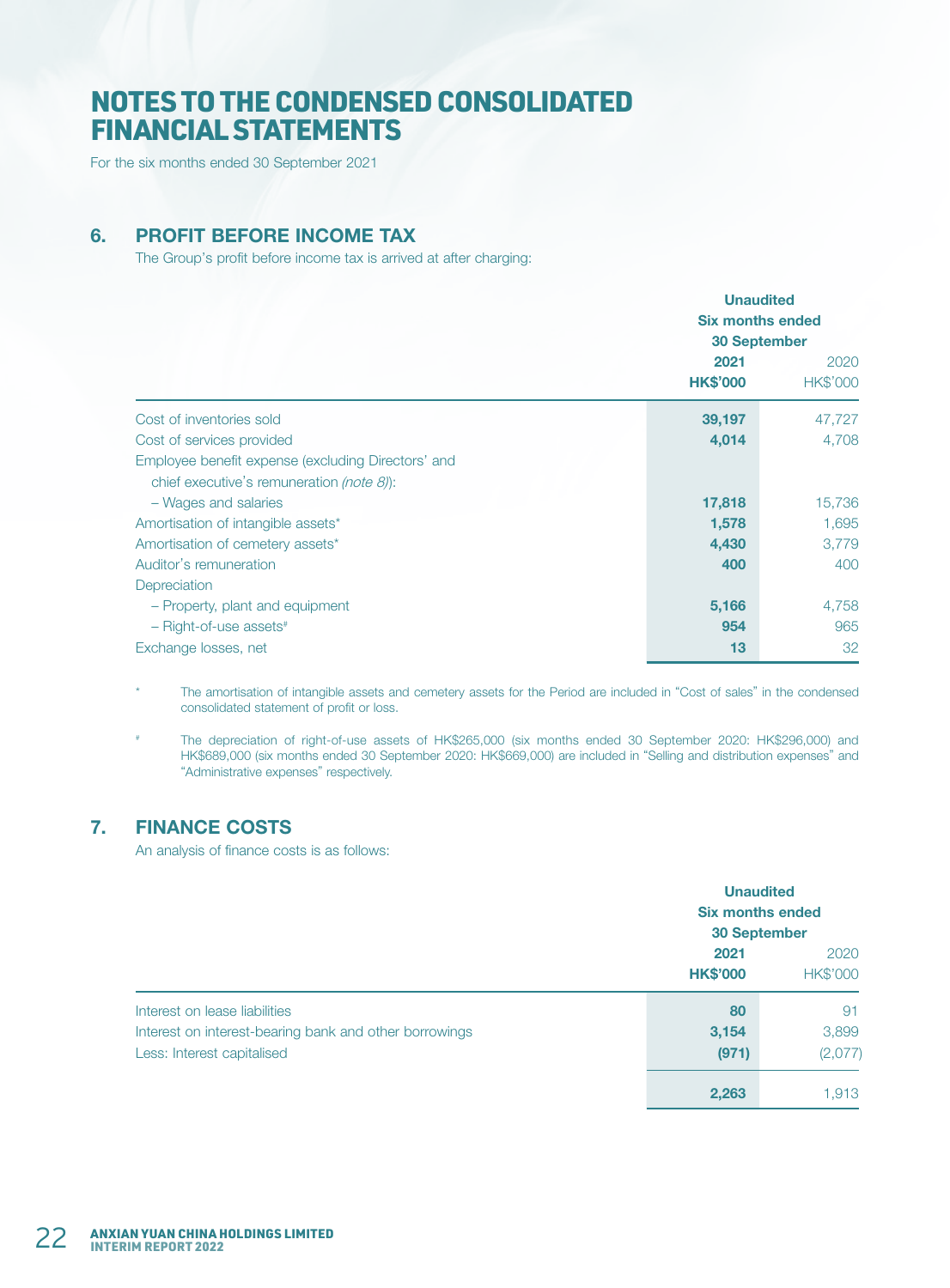# NOTES TO THE CONDENSED CONSOLIDATED FINANCIAL STATEMENTS

For the six months ended 30 September 2021

## 6. PROFIT BEFORE INCOME TAX

The Group's profit before income tax is arrived at after charging:

| | Unaudited Six months ended 30 September | |
|---|---|---|
| | **2021** | 2020 |
| | **HK$'000** | HK$'000 |
| Cost of inventories sold | **39,197** | 47,727 |
| Cost of services provided | **4,014** | 4,708 |
| Employee benefit expense (excluding Directors' and chief executive's remuneration *(note 8)*): | | |
| – Wages and salaries | **17,818** | 15,736 |
| Amortisation of intangible assets* | **1,578** | 1,695 |
| Amortisation of cemetery assets* | **4,430** | 3,779 |
| Auditor's remuneration | **400** | 400 |
| Depreciation | | |
| – Property, plant and equipment | **5,166** | 4,758 |
| – Right-of-use assets# | **954** | 965 |
| Exchange losses, net | **13** | 32 |

\* The amortisation of intangible assets and cemetery assets for the Period are included in "Cost of sales" in the condensed consolidated statement of profit or loss.

\# The depreciation of right-of-use assets of HK$265,000 (six months ended 30 September 2020: HK$296,000) and HK$689,000 (six months ended 30 September 2020: HK$669,000) are included in "Selling and distribution expenses" and "Administrative expenses" respectively.

## 7. FINANCE COSTS

An analysis of finance costs is as follows:

| | Unaudited Six months ended 30 September | |
|---|---|---|
| | **2021** | 2020 |
| | **HK$'000** | HK$'000 |
| Interest on lease liabilities | **80** | 91 |
| Interest on interest-bearing bank and other borrowings | **3,154** | 3,899 |
| Less: Interest capitalised | **(971)** | (2,077) |
| | **2,263** | 1,913 |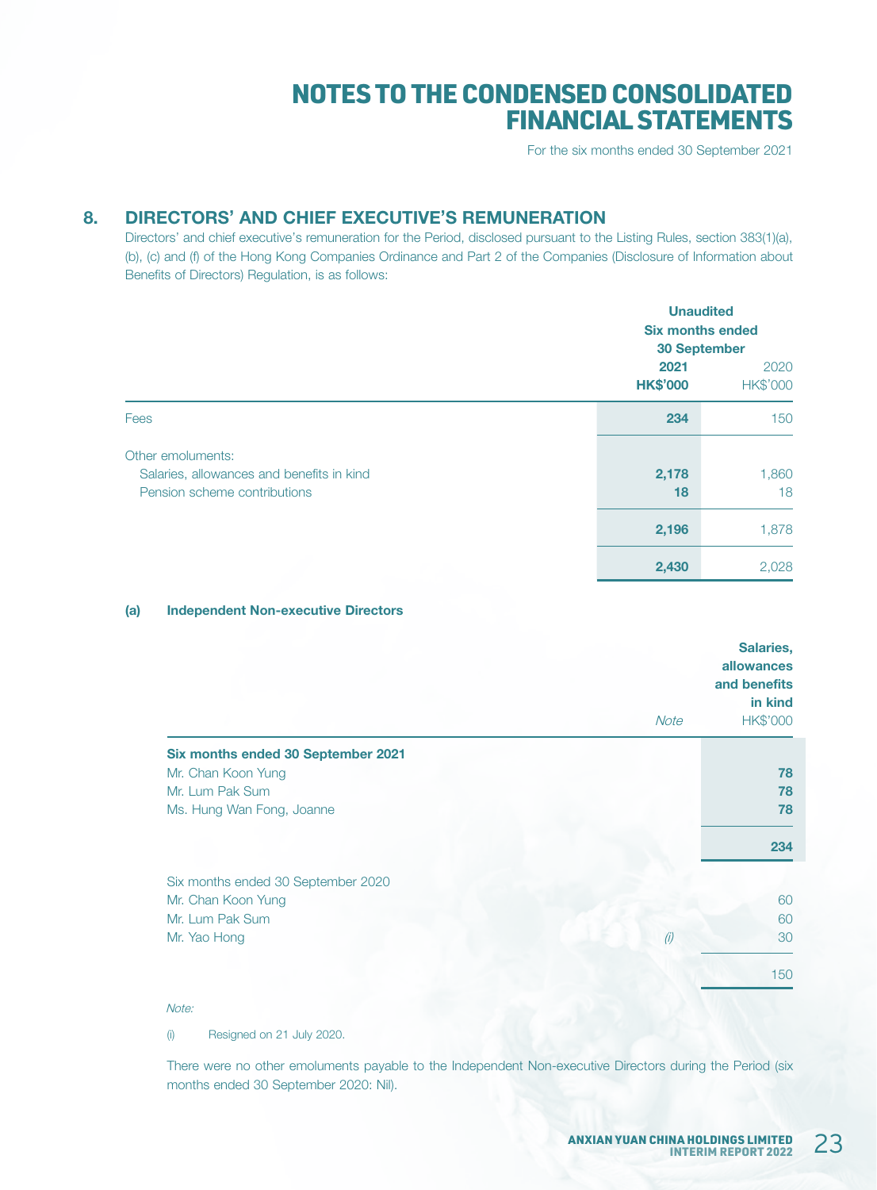## 8. DIRECTORS' AND CHIEF EXECUTIVE'S REMUNERATION

Directors' and chief executive's remuneration for the Period, disclosed pursuant to the Listing Rules, section 383(1)(a), (b), (c) and (f) of the Hong Kong Companies Ordinance and Part 2 of the Companies (Disclosure of Information about Benefits of Directors) Regulation, is as follows:

| | Unaudited Six months ended 30 September | |
|---|---|---|
| | **2021** | 2020 |
| | **HK$'000** | HK$'000 |
| Fees | **234** | 150 |
| Other emoluments: | | |
| Salaries, allowances and benefits in kind | **2,178** | 1,860 |
| Pension scheme contributions | **18** | 18 |
| | **2,196** | 1,878 |
| | **2,430** | 2,028 |

### (a) Independent Non-executive Directors

| | Note | Salaries, allowances and benefits in kind HK$'000 |
|---|---|---|
| **Six months ended 30 September 2021** | | |
| Mr. Chan Koon Yung | | **78** |
| Mr. Lum Pak Sum | | **78** |
| Ms. Hung Wan Fong, Joanne | | **78** |
| | | **234** |
| Six months ended 30 September 2020 | | |
| Mr. Chan Koon Yung | | 60 |
| Mr. Lum Pak Sum | | 60 |
| Mr. Yao Hong | *(i)* | 30 |
| | | 150 |

*Note:*

(i) Resigned on 21 July 2020.

There were no other emoluments payable to the Independent Non-executive Directors during the Period (six months ended 30 September 2020: Nil).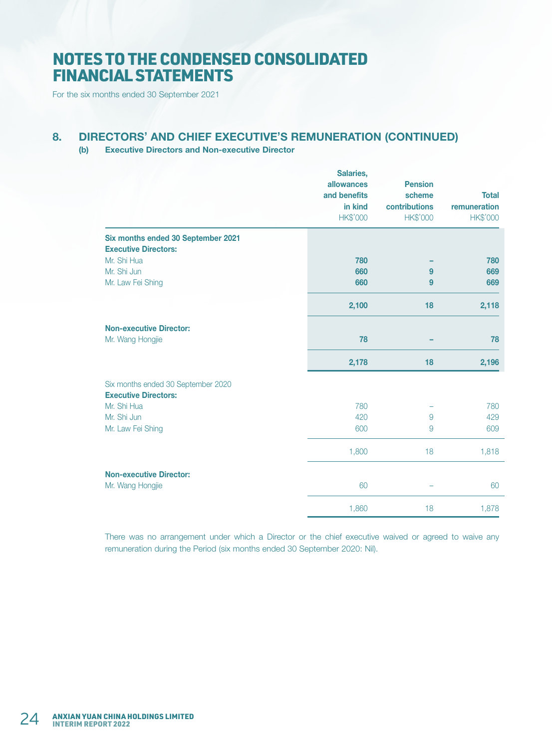# NOTES TO THE CONDENSED CONSOLIDATED FINANCIAL STATEMENTS

For the six months ended 30 September 2021

## 8. DIRECTORS' AND CHIEF EXECUTIVE'S REMUNERATION (CONTINUED)

### (b) Executive Directors and Non-executive Director

| | Salaries, allowances and benefits in kind HK$'000 | Pension scheme contributions HK$'000 | Total remuneration HK$'000 |
|---|---|---|---|
| **Six months ended 30 September 2021** | | | |
| **Executive Directors:** | | | |
| Mr. Shi Hua | **780** | **–** | **780** |
| Mr. Shi Jun | **660** | **9** | **669** |
| Mr. Law Fei Shing | **660** | **9** | **669** |
| | **2,100** | **18** | **2,118** |
| **Non-executive Director:** | | | |
| Mr. Wang Hongjie | **78** | **–** | **78** |
| | **2,178** | **18** | **2,196** |
| Six months ended 30 September 2020 | | | |
| **Executive Directors:** | | | |
| Mr. Shi Hua | 780 | – | 780 |
| Mr. Shi Jun | 420 | 9 | 429 |
| Mr. Law Fei Shing | 600 | 9 | 609 |
| | 1,800 | 18 | 1,818 |
| **Non-executive Director:** | | | |
| Mr. Wang Hongjie | 60 | – | 60 |
| | 1,860 | 18 | 1,878 |

There was no arrangement under which a Director or the chief executive waived or agreed to waive any remuneration during the Period (six months ended 30 September 2020: Nil).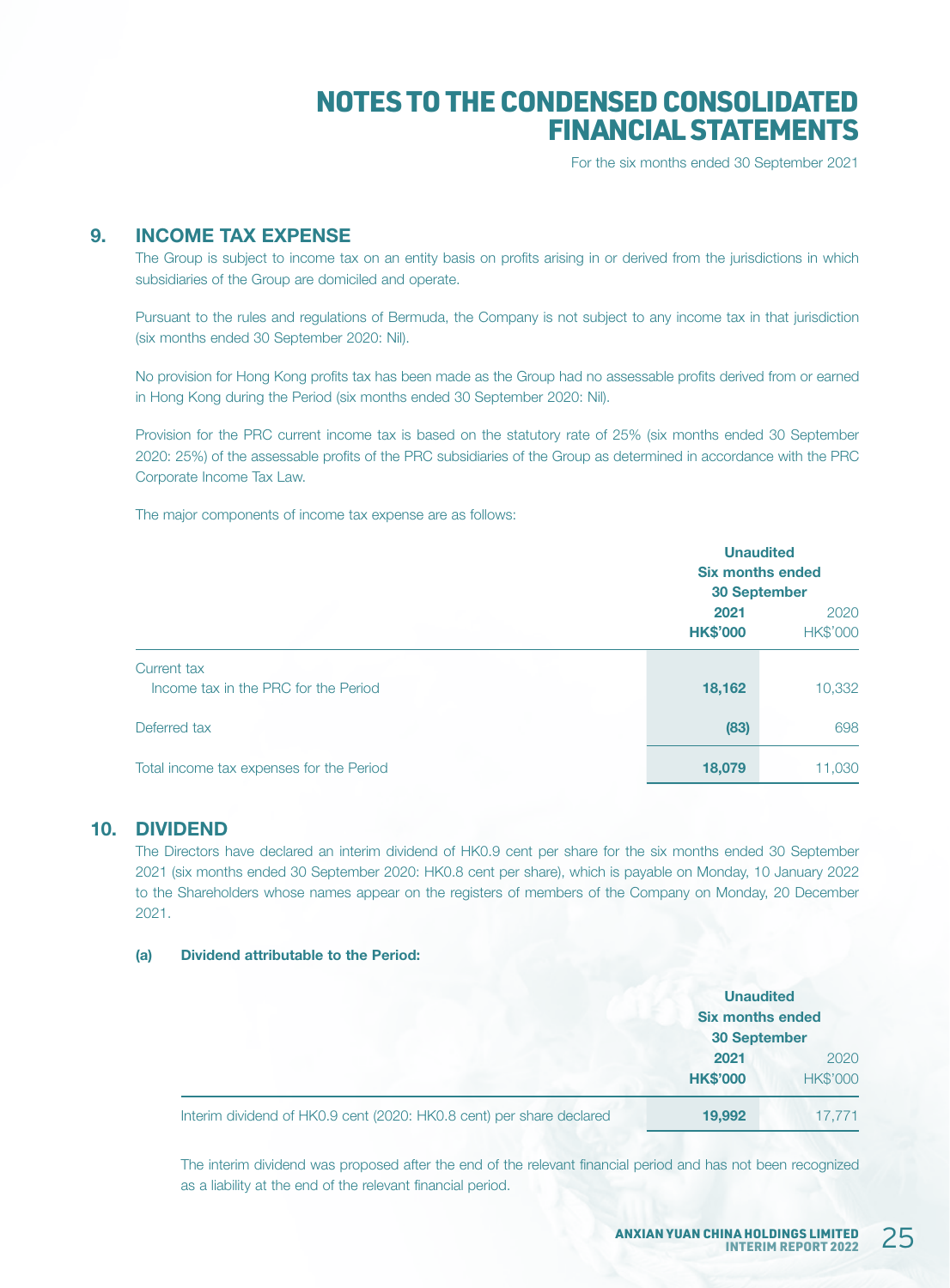# NOTES TO THE CONDENSED CONSOLIDATED FINANCIAL STATEMENTS

For the six months ended 30 September 2021

## 9. INCOME TAX EXPENSE

The Group is subject to income tax on an entity basis on profits arising in or derived from the jurisdictions in which subsidiaries of the Group are domiciled and operate.

Pursuant to the rules and regulations of Bermuda, the Company is not subject to any income tax in that jurisdiction (six months ended 30 September 2020: Nil).

No provision for Hong Kong profits tax has been made as the Group had no assessable profits derived from or earned in Hong Kong during the Period (six months ended 30 September 2020: Nil).

Provision for the PRC current income tax is based on the statutory rate of 25% (six months ended 30 September 2020: 25%) of the assessable profits of the PRC subsidiaries of the Group as determined in accordance with the PRC Corporate Income Tax Law.

The major components of income tax expense are as follows:

| | Unaudited Six months ended 30 September | |
|---|---|---|
| | **2021** | 2020 |
| | **HK$'000** | HK$'000 |
| Current tax | | |
| Income tax in the PRC for the Period | **18,162** | 10,332 |
| Deferred tax | **(83)** | 698 |
| Total income tax expenses for the Period | **18,079** | 11,030 |

## 10. DIVIDEND

The Directors have declared an interim dividend of HK0.9 cent per share for the six months ended 30 September 2021 (six months ended 30 September 2020: HK0.8 cent per share), which is payable on Monday, 10 January 2022 to the Shareholders whose names appear on the registers of members of the Company on Monday, 20 December 2021.

**(a) Dividend attributable to the Period:**

| | Unaudited Six months ended 30 September | |
|---|---|---|
| | **2021** | 2020 |
| | **HK$'000** | HK$'000 |
| Interim dividend of HK0.9 cent (2020: HK0.8 cent) per share declared | **19,992** | 17,771 |

The interim dividend was proposed after the end of the relevant financial period and has not been recognized as a liability at the end of the relevant financial period.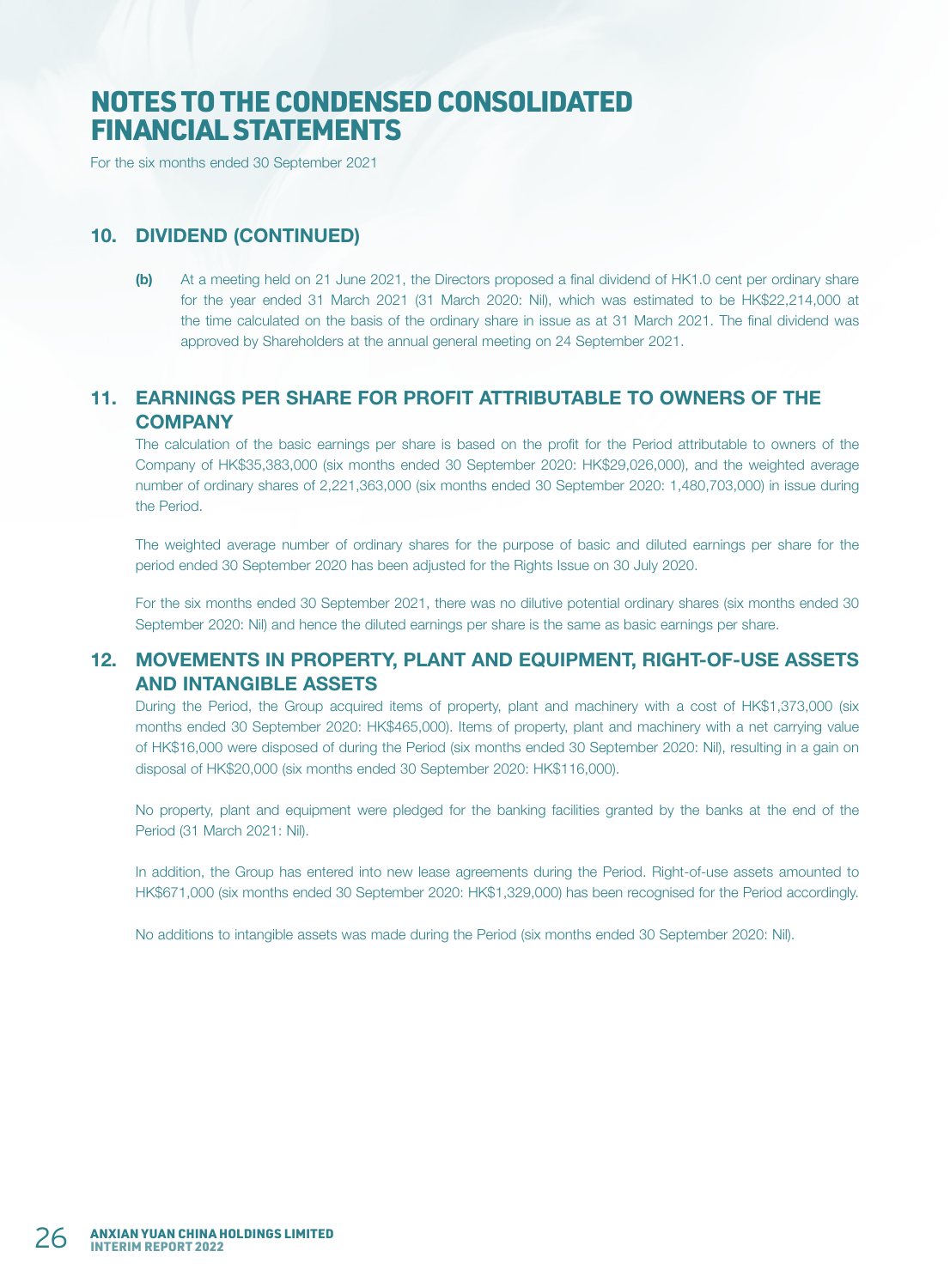# NOTES TO THE CONDENSED CONSOLIDATED FINANCIAL STATEMENTS

For the six months ended 30 September 2021

## 10. DIVIDEND (CONTINUED)

**(b)** At a meeting held on 21 June 2021, the Directors proposed a final dividend of HK1.0 cent per ordinary share for the year ended 31 March 2021 (31 March 2020: Nil), which was estimated to be HK$22,214,000 at the time calculated on the basis of the ordinary share in issue as at 31 March 2021. The final dividend was approved by Shareholders at the annual general meeting on 24 September 2021.

## 11. EARNINGS PER SHARE FOR PROFIT ATTRIBUTABLE TO OWNERS OF THE COMPANY

The calculation of the basic earnings per share is based on the profit for the Period attributable to owners of the Company of HK$35,383,000 (six months ended 30 September 2020: HK$29,026,000), and the weighted average number of ordinary shares of 2,221,363,000 (six months ended 30 September 2020: 1,480,703,000) in issue during the Period.

The weighted average number of ordinary shares for the purpose of basic and diluted earnings per share for the period ended 30 September 2020 has been adjusted for the Rights Issue on 30 July 2020.

For the six months ended 30 September 2021, there was no dilutive potential ordinary shares (six months ended 30 September 2020: Nil) and hence the diluted earnings per share is the same as basic earnings per share.

## 12. MOVEMENTS IN PROPERTY, PLANT AND EQUIPMENT, RIGHT-OF-USE ASSETS AND INTANGIBLE ASSETS

During the Period, the Group acquired items of property, plant and machinery with a cost of HK$1,373,000 (six months ended 30 September 2020: HK$465,000). Items of property, plant and machinery with a net carrying value of HK$16,000 were disposed of during the Period (six months ended 30 September 2020: Nil), resulting in a gain on disposal of HK$20,000 (six months ended 30 September 2020: HK$116,000).

No property, plant and equipment were pledged for the banking facilities granted by the banks at the end of the Period (31 March 2021: Nil).

In addition, the Group has entered into new lease agreements during the Period. Right-of-use assets amounted to HK$671,000 (six months ended 30 September 2020: HK$1,329,000) has been recognised for the Period accordingly.

No additions to intangible assets was made during the Period (six months ended 30 September 2020: Nil).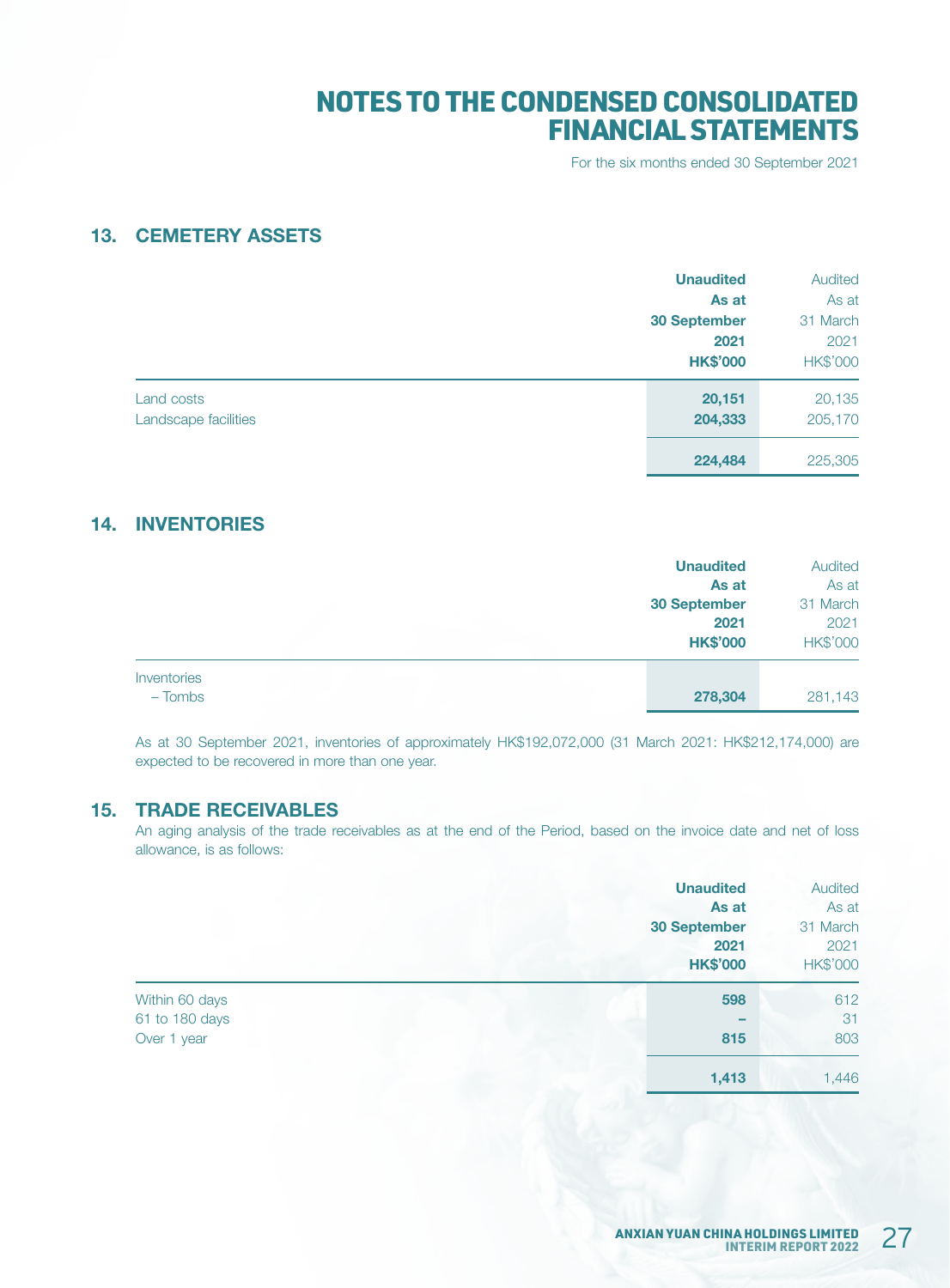# NOTES TO THE CONDENSED CONSOLIDATED FINANCIAL STATEMENTS

For the six months ended 30 September 2021

## 13. CEMETERY ASSETS

| | **Unaudited As at 30 September 2021 HK$'000** | Audited As at 31 March 2021 HK$'000 |
|---|---|---|
| Land costs | **20,151** | 20,135 |
| Landscape facilities | **204,333** | 205,170 |
| | **224,484** | 225,305 |

## 14. INVENTORIES

| | **Unaudited As at 30 September 2021 HK$'000** | Audited As at 31 March 2021 HK$'000 |
|---|---|---|
| Inventories | | |
| – Tombs | **278,304** | 281,143 |

As at 30 September 2021, inventories of approximately HK$192,072,000 (31 March 2021: HK$212,174,000) are expected to be recovered in more than one year.

## 15. TRADE RECEIVABLES

An aging analysis of the trade receivables as at the end of the Period, based on the invoice date and net of loss allowance, is as follows:

| | **Unaudited As at 30 September 2021 HK$'000** | Audited As at 31 March 2021 HK$'000 |
|---|---|---|
| Within 60 days | **598** | 612 |
| 61 to 180 days | **–** | 31 |
| Over 1 year | **815** | 803 |
| | **1,413** | 1,446 |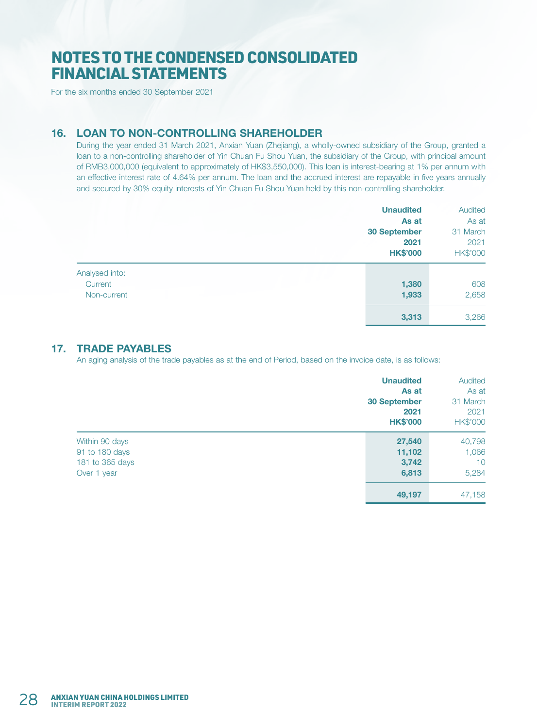# NOTES TO THE CONDENSED CONSOLIDATED FINANCIAL STATEMENTS

For the six months ended 30 September 2021

## 16. LOAN TO NON-CONTROLLING SHAREHOLDER

During the year ended 31 March 2021, Anxian Yuan (Zhejiang), a wholly-owned subsidiary of the Group, granted a loan to a non-controlling shareholder of Yin Chuan Fu Shou Yuan, the subsidiary of the Group, with principal amount of RMB3,000,000 (equivalent to approximately of HK$3,550,000). This loan is interest-bearing at 1% per annum with an effective interest rate of 4.64% per annum. The loan and the accrued interest are repayable in five years annually and secured by 30% equity interests of Yin Chuan Fu Shou Yuan held by this non-controlling shareholder.

| | **Unaudited As at 30 September 2021 HK$'000** | Audited As at 31 March 2021 HK$'000 |
|---|---|---|
| Analysed into: | | |
| Current | **1,380** | 608 |
| Non-current | **1,933** | 2,658 |
| | **3,313** | 3,266 |

## 17. TRADE PAYABLES

An aging analysis of the trade payables as at the end of Period, based on the invoice date, is as follows:

| | **Unaudited As at 30 September 2021 HK$'000** | Audited As at 31 March 2021 HK$'000 |
|---|---|---|
| Within 90 days | **27,540** | 40,798 |
| 91 to 180 days | **11,102** | 1,066 |
| 181 to 365 days | **3,742** | 10 |
| Over 1 year | **6,813** | 5,284 |
| | **49,197** | 47,158 |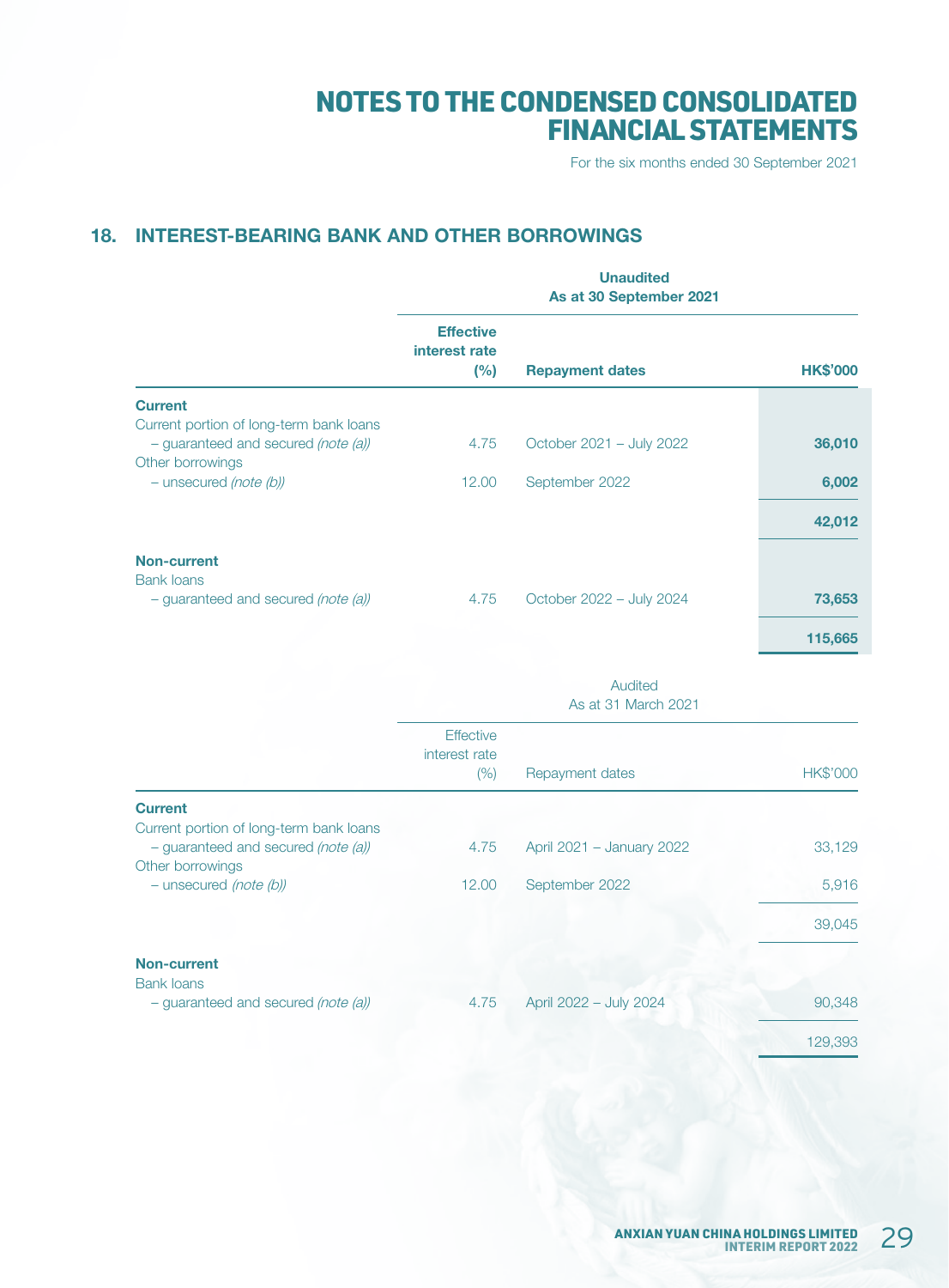## 18. INTEREST-BEARING BANK AND OTHER BORROWINGS

| | **Unaudited As at 30 September 2021** | | |
|---|---|---|---|
| | **Effective interest rate (%)** | **Repayment dates** | **HK$'000** |
| **Current** | | | |
| Current portion of long-term bank loans | | | |
| – guaranteed and secured *(note (a))* | 4.75 | October 2021 – July 2022 | **36,010** |
| Other borrowings | | | |
| – unsecured *(note (b))* | 12.00 | September 2022 | **6,002** |
| | | | **42,012** |
| **Non-current** | | | |
| Bank loans | | | |
| – guaranteed and secured *(note (a))* | 4.75 | October 2022 – July 2024 | **73,653** |
| | | | **115,665** |

| | Audited As at 31 March 2021 | | |
|---|---|---|---|
| | Effective interest rate (%) | Repayment dates | HK$'000 |
| **Current** | | | |
| Current portion of long-term bank loans | | | |
| – guaranteed and secured *(note (a))* | 4.75 | April 2021 – January 2022 | 33,129 |
| Other borrowings | | | |
| – unsecured *(note (b))* | 12.00 | September 2022 | 5,916 |
| | | | 39,045 |
| **Non-current** | | | |
| Bank loans | | | |
| – guaranteed and secured *(note (a))* | 4.75 | April 2022 – July 2024 | 90,348 |
| | | | 129,393 |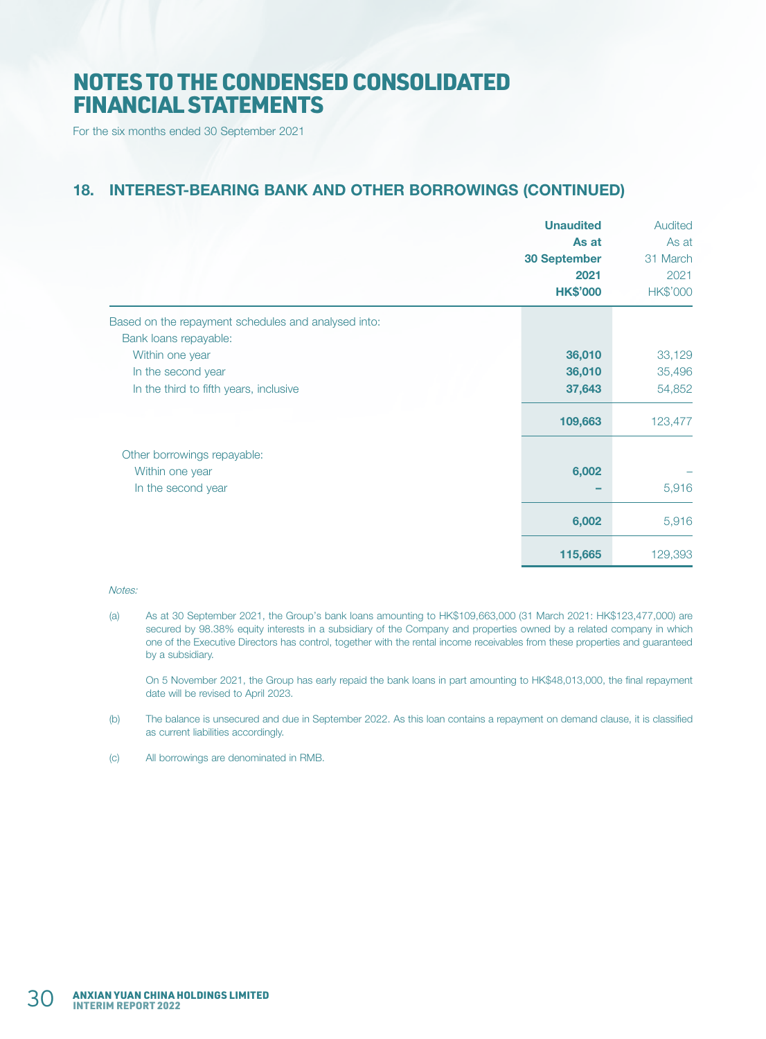# NOTES TO THE CONDENSED CONSOLIDATED FINANCIAL STATEMENTS

For the six months ended 30 September 2021

## 18. INTEREST-BEARING BANK AND OTHER BORROWINGS (CONTINUED)

| | **Unaudited As at 30 September 2021 HK$'000** | Audited As at 31 March 2021 HK$'000 |
|---|---|---|
| Based on the repayment schedules and analysed into: | | |
| Bank loans repayable: | | |
| Within one year | **36,010** | 33,129 |
| In the second year | **36,010** | 35,496 |
| In the third to fifth years, inclusive | **37,643** | 54,852 |
| | **109,663** | 123,477 |
| Other borrowings repayable: | | |
| Within one year | **6,002** | – |
| In the second year | **–** | 5,916 |
| | **6,002** | 5,916 |
| | **115,665** | 129,393 |

*Notes:*

(a) As at 30 September 2021, the Group's bank loans amounting to HK$109,663,000 (31 March 2021: HK$123,477,000) are secured by 98.38% equity interests in a subsidiary of the Company and properties owned by a related company in which one of the Executive Directors has control, together with the rental income receivables from these properties and guaranteed by a subsidiary.

On 5 November 2021, the Group has early repaid the bank loans in part amounting to HK$48,013,000, the final repayment date will be revised to April 2023.

(b) The balance is unsecured and due in September 2022. As this loan contains a repayment on demand clause, it is classified as current liabilities accordingly.

(c) All borrowings are denominated in RMB.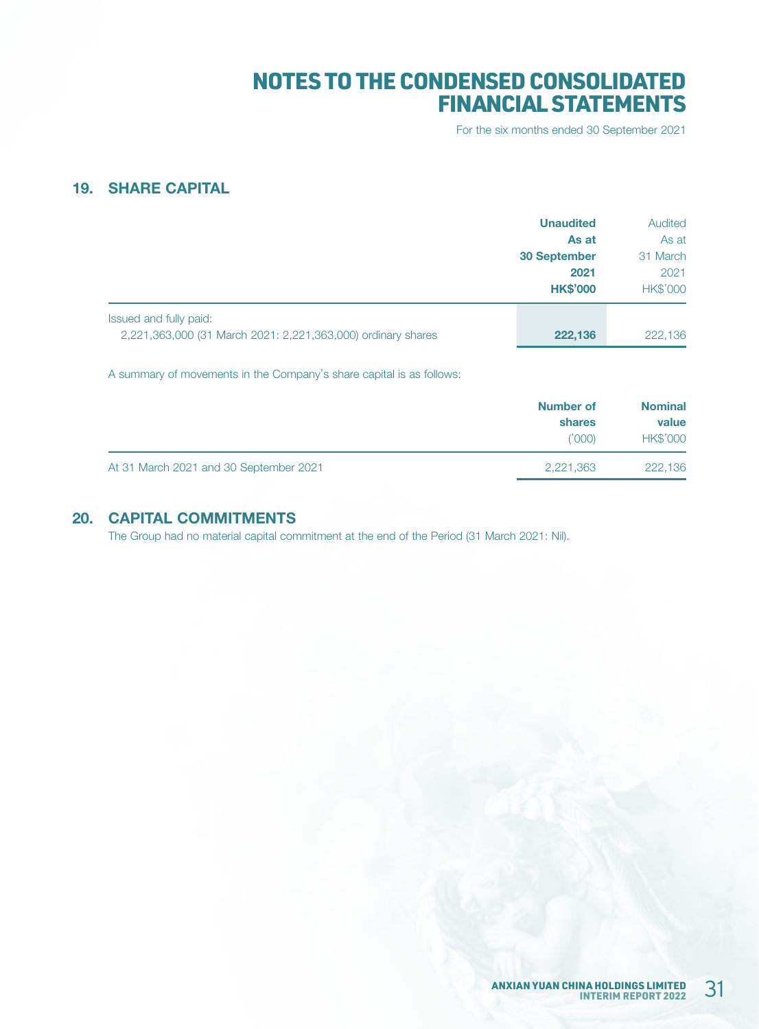# NOTES TO THE CONDENSED CONSOLIDATED FINANCIAL STATEMENTS

For the six months ended 30 September 2021

## 19. SHARE CAPITAL

| | **Unaudited As at 30 September 2021 HK$'000** | Audited As at 31 March 2021 HK$'000 |
|---|---|---|
| Issued and fully paid: | | |
| 2,221,363,000 (31 March 2021: 2,221,363,000) ordinary shares | **222,136** | 222,136 |

A summary of movements in the Company's share capital is as follows:

| | **Number of shares** ('000) | **Nominal value** HK$'000 |
|---|---|---|
| At 31 March 2021 and 30 September 2021 | 2,221,363 | 222,136 |

## 20. CAPITAL COMMITMENTS

The Group had no material capital commitment at the end of the Period (31 March 2021: Nil).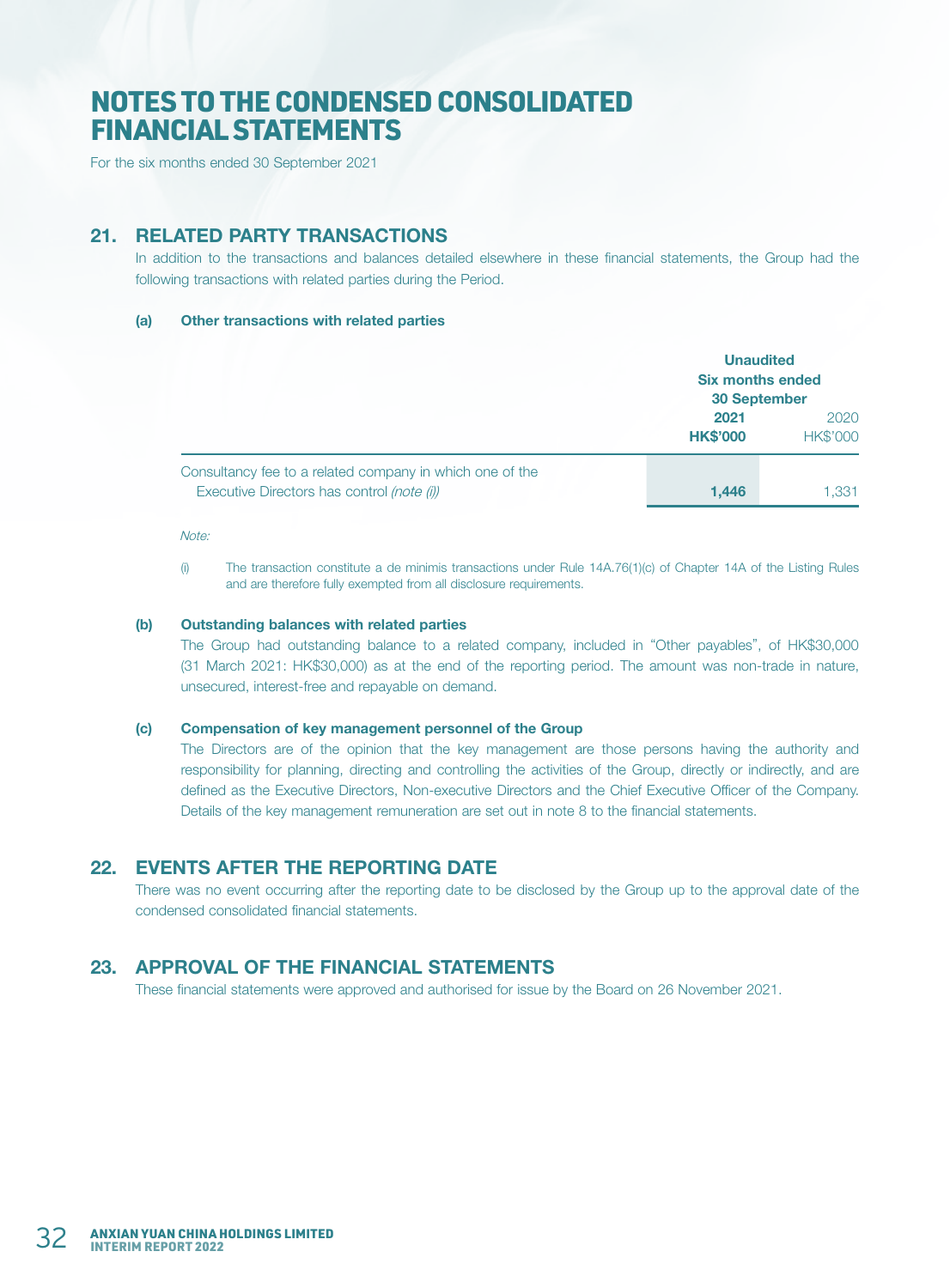# NOTES TO THE CONDENSED CONSOLIDATED FINANCIAL STATEMENTS

For the six months ended 30 September 2021

## 21. RELATED PARTY TRANSACTIONS

In addition to the transactions and balances detailed elsewhere in these financial statements, the Group had the following transactions with related parties during the Period.

### (a) Other transactions with related parties

| | **Unaudited Six months ended 30 September** | |
|---|---|---|
| | **2021** | 2020 |
| | **HK$'000** | HK$'000 |
| Consultancy fee to a related company in which one of the Executive Directors has control *(note (i))* | **1,446** | 1,331 |

*Note:*

(i) The transaction constitute a de minimis transactions under Rule 14A.76(1)(c) of Chapter 14A of the Listing Rules and are therefore fully exempted from all disclosure requirements.

### (b) Outstanding balances with related parties

The Group had outstanding balance to a related company, included in "Other payables", of HK$30,000 (31 March 2021: HK$30,000) as at the end of the reporting period. The amount was non-trade in nature, unsecured, interest-free and repayable on demand.

### (c) Compensation of key management personnel of the Group

The Directors are of the opinion that the key management are those persons having the authority and responsibility for planning, directing and controlling the activities of the Group, directly or indirectly, and are defined as the Executive Directors, Non-executive Directors and the Chief Executive Officer of the Company. Details of the key management remuneration are set out in note 8 to the financial statements.

## 22. EVENTS AFTER THE REPORTING DATE

There was no event occurring after the reporting date to be disclosed by the Group up to the approval date of the condensed consolidated financial statements.

## 23. APPROVAL OF THE FINANCIAL STATEMENTS

These financial statements were approved and authorised for issue by the Board on 26 November 2021.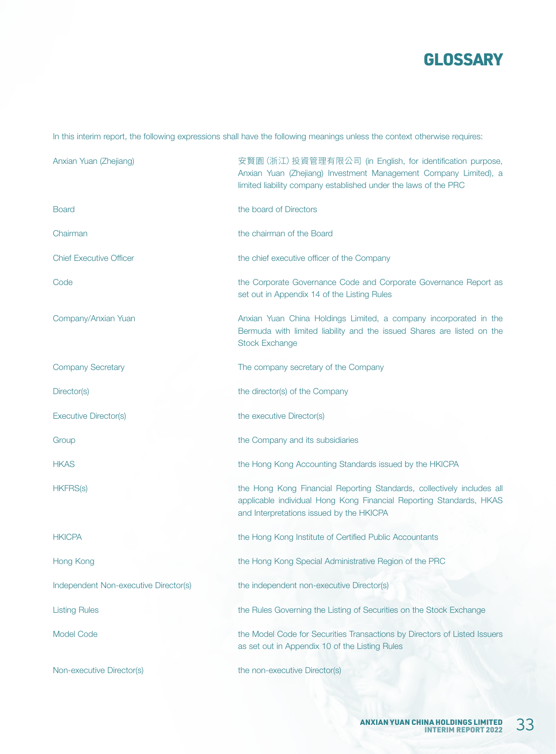# GLOSSARY

In this interim report, the following expressions shall have the following meanings unless the context otherwise requires:

| | |
|---|---|
| Anxian Yuan (Zhejiang) | 安賢園 (浙江) 投資管理有限公司 (in English, for identification purpose, Anxian Yuan (Zhejiang) Investment Management Company Limited), a limited liability company established under the laws of the PRC |
| Board | the board of Directors |
| Chairman | the chairman of the Board |
| Chief Executive Officer | the chief executive officer of the Company |
| Code | the Corporate Governance Code and Corporate Governance Report as set out in Appendix 14 of the Listing Rules |
| Company/Anxian Yuan | Anxian Yuan China Holdings Limited, a company incorporated in the Bermuda with limited liability and the issued Shares are listed on the Stock Exchange |
| Company Secretary | The company secretary of the Company |
| Director(s) | the director(s) of the Company |
| Executive Director(s) | the executive Director(s) |
| Group | the Company and its subsidiaries |
| HKAS | the Hong Kong Accounting Standards issued by the HKICPA |
| HKFRS(s) | the Hong Kong Financial Reporting Standards, collectively includes all applicable individual Hong Kong Financial Reporting Standards, HKAS and Interpretations issued by the HKICPA |
| HKICPA | the Hong Kong Institute of Certified Public Accountants |
| Hong Kong | the Hong Kong Special Administrative Region of the PRC |
| Independent Non-executive Director(s) | the independent non-executive Director(s) |
| Listing Rules | the Rules Governing the Listing of Securities on the Stock Exchange |
| Model Code | the Model Code for Securities Transactions by Directors of Listed Issuers as set out in Appendix 10 of the Listing Rules |
| Non-executive Director(s) | the non-executive Director(s) |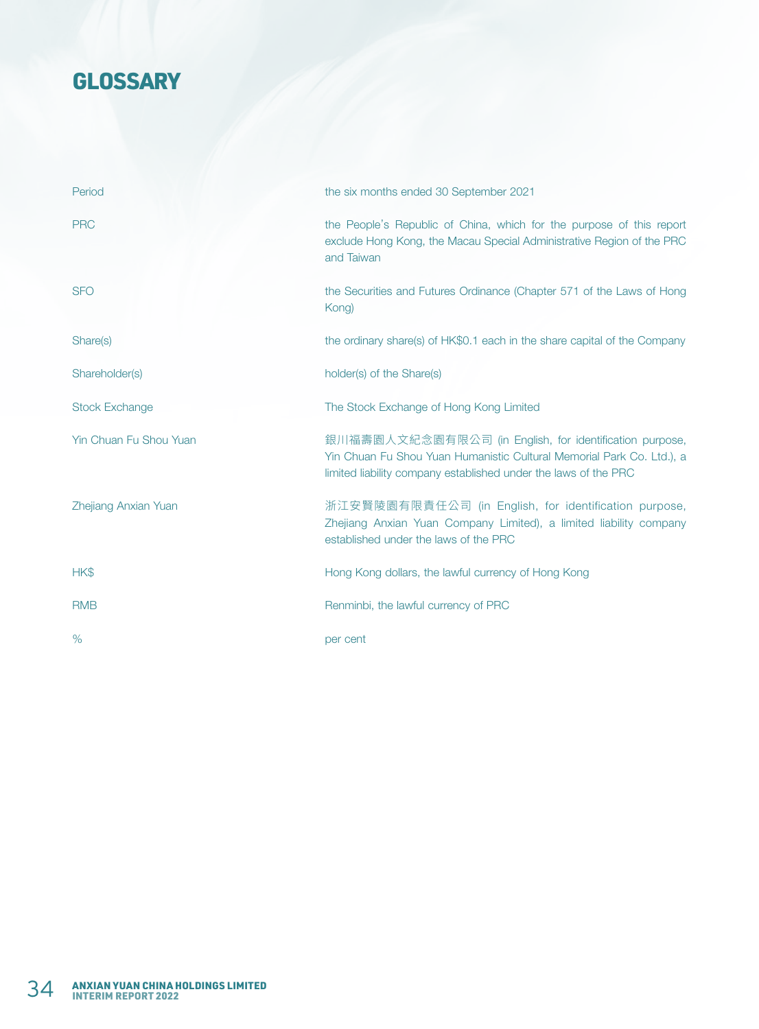# GLOSSARY

| | |
|---|---|
| Period | the six months ended 30 September 2021 |
| PRC | the People's Republic of China, which for the purpose of this report exclude Hong Kong, the Macau Special Administrative Region of the PRC and Taiwan |
| SFO | the Securities and Futures Ordinance (Chapter 571 of the Laws of Hong Kong) |
| Share(s) | the ordinary share(s) of HK$0.1 each in the share capital of the Company |
| Shareholder(s) | holder(s) of the Share(s) |
| Stock Exchange | The Stock Exchange of Hong Kong Limited |
| Yin Chuan Fu Shou Yuan | 銀川福壽園人文紀念園有限公司 (in English, for identification purpose, Yin Chuan Fu Shou Yuan Humanistic Cultural Memorial Park Co. Ltd.), a limited liability company established under the laws of the PRC |
| Zhejiang Anxian Yuan | 浙江安賢陵園有限責任公司 (in English, for identification purpose, Zhejiang Anxian Yuan Company Limited), a limited liability company established under the laws of the PRC |
| HK$ | Hong Kong dollars, the lawful currency of Hong Kong |
| RMB | Renminbi, the lawful currency of PRC |
| % | per cent |